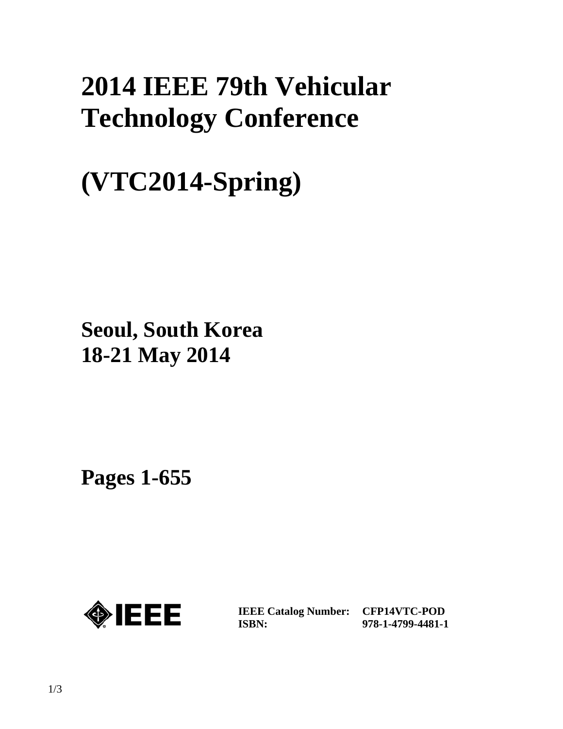# 2014 IEEE 79th Vehicular Technology Conference

# (VTC2014-Spring)

## Seoul, South Korea
## 18-21 May 2014

## Pages 1-655

**IEEE Catalog Number:** **CFP14VTC-POD**
**ISBN:** **978-1-4799-4481-1**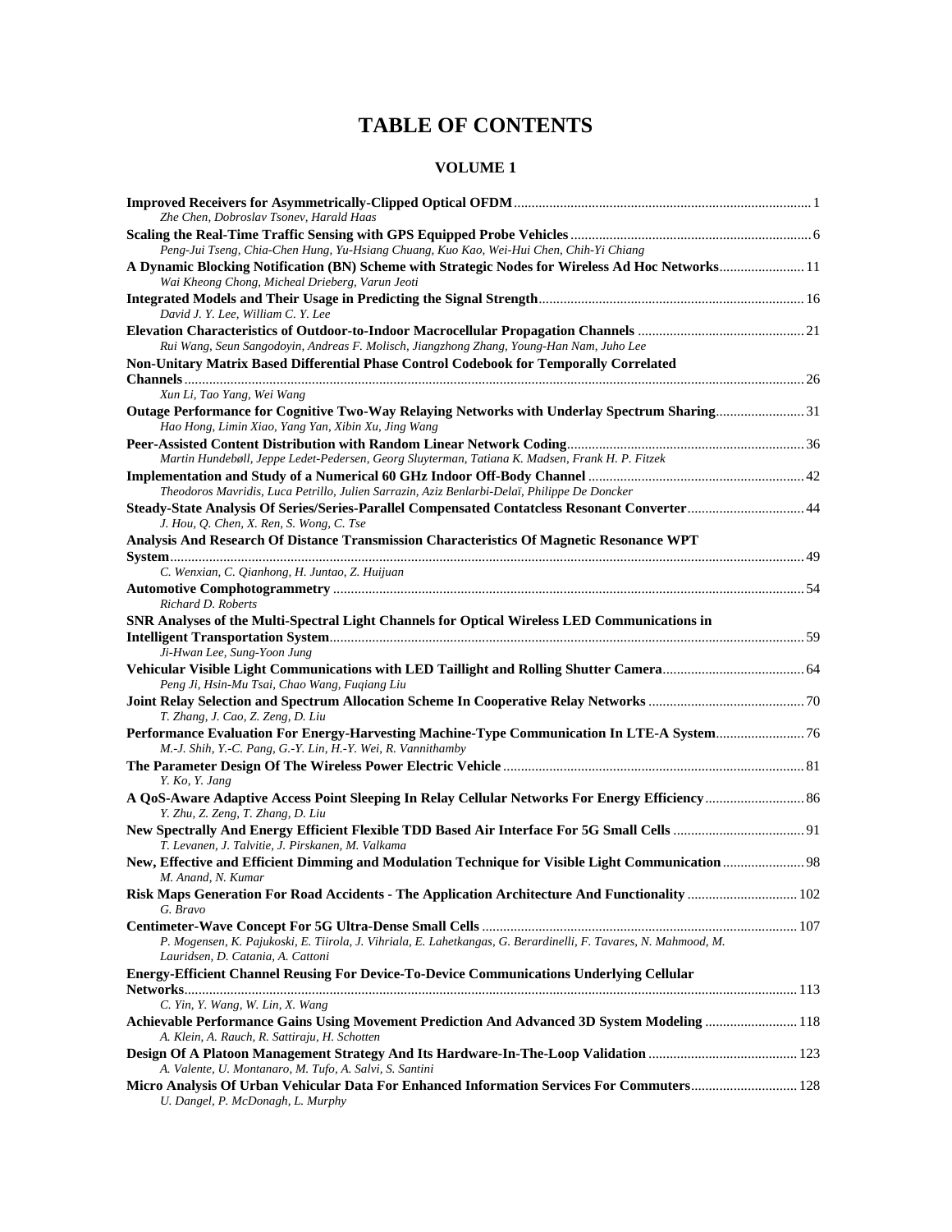# TABLE OF CONTENTS

## VOLUME 1

**Improved Receivers for Asymmetrically-Clipped Optical OFDM** .... 1
*Zhe Chen, Dobroslav Tsonev, Harald Haas*

**Scaling the Real-Time Traffic Sensing with GPS Equipped Probe Vehicles** .... 6
*Peng-Jui Tseng, Chia-Chen Hung, Yu-Hsiang Chuang, Kuo Kao, Wei-Hui Chen, Chih-Yi Chiang*

**A Dynamic Blocking Notification (BN) Scheme with Strategic Nodes for Wireless Ad Hoc Networks** .... 11
*Wai Kheong Chong, Micheal Drieberg, Varun Jeoti*

**Integrated Models and Their Usage in Predicting the Signal Strength** .... 16
*David J. Y. Lee, William C. Y. Lee*

**Elevation Characteristics of Outdoor-to-Indoor Macrocellular Propagation Channels** .... 21
*Rui Wang, Seun Sangodoyin, Andreas F. Molisch, Jiangzhong Zhang, Young-Han Nam, Juho Lee*

**Non-Unitary Matrix Based Differential Phase Control Codebook for Temporally Correlated Channels** .... 26
*Xun Li, Tao Yang, Wei Wang*

**Outage Performance for Cognitive Two-Way Relaying Networks with Underlay Spectrum Sharing** .... 31
*Hao Hong, Limin Xiao, Yang Yan, Xibin Xu, Jing Wang*

**Peer-Assisted Content Distribution with Random Linear Network Coding** .... 36
*Martin Hundebøll, Jeppe Ledet-Pedersen, Georg Sluyterman, Tatiana K. Madsen, Frank H. P. Fitzek*

**Implementation and Study of a Numerical 60 GHz Indoor Off-Body Channel** .... 42
*Theodoros Mavridis, Luca Petrillo, Julien Sarrazin, Aziz Benlarbi-Delaï, Philippe De Doncker*

**Steady-State Analysis Of Series/Series-Parallel Compensated Contatcless Resonant Converter** .... 44
*J. Hou, Q. Chen, X. Ren, S. Wong, C. Tse*

**Analysis And Research Of Distance Transmission Characteristics Of Magnetic Resonance WPT System** .... 49
*C. Wenxian, C. Qianhong, H. Juntao, Z. Huijuan*

**Automotive Comphotogrammetry** .... 54
*Richard D. Roberts*

**SNR Analyses of the Multi-Spectral Light Channels for Optical Wireless LED Communications in Intelligent Transportation System** .... 59
*Ji-Hwan Lee, Sung-Yoon Jung*

**Vehicular Visible Light Communications with LED Taillight and Rolling Shutter Camera** .... 64
*Peng Ji, Hsin-Mu Tsai, Chao Wang, Fuqiang Liu*

**Joint Relay Selection and Spectrum Allocation Scheme In Cooperative Relay Networks** .... 70
*T. Zhang, J. Cao, Z. Zeng, D. Liu*

**Performance Evaluation For Energy-Harvesting Machine-Type Communication In LTE-A System** .... 76
*M.-J. Shih, Y.-C. Pang, G.-Y. Lin, H.-Y. Wei, R. Vannithamby*

**The Parameter Design Of The Wireless Power Electric Vehicle** .... 81
*Y. Ko, Y. Jang*

**A QoS-Aware Adaptive Access Point Sleeping In Relay Cellular Networks For Energy Efficiency** .... 86
*Y. Zhu, Z. Zeng, T. Zhang, D. Liu*

**New Spectrally And Energy Efficient Flexible TDD Based Air Interface For 5G Small Cells** .... 91
*T. Levanen, J. Talvitie, J. Pirskanen, M. Valkama*

**New, Effective and Efficient Dimming and Modulation Technique for Visible Light Communication** .... 98
*M. Anand, N. Kumar*

**Risk Maps Generation For Road Accidents - The Application Architecture And Functionality** .... 102
*G. Bravo*

**Centimeter-Wave Concept For 5G Ultra-Dense Small Cells** .... 107
*P. Mogensen, K. Pajukoski, E. Tiirola, J. Vihriala, E. Lahetkangas, G. Berardinelli, F. Tavares, N. Mahmood, M. Lauridsen, D. Catania, A. Cattoni*

**Energy-Efficient Channel Reusing For Device-To-Device Communications Underlying Cellular Networks** .... 113
*C. Yin, Y. Wang, W. Lin, X. Wang*

**Achievable Performance Gains Using Movement Prediction And Advanced 3D System Modeling** .... 118
*A. Klein, A. Rauch, R. Sattiraju, H. Schotten*

**Design Of A Platoon Management Strategy And Its Hardware-In-The-Loop Validation** .... 123
*A. Valente, U. Montanaro, M. Tufo, A. Salvi, S. Santini*

**Micro Analysis Of Urban Vehicular Data For Enhanced Information Services For Commuters** .... 128
*U. Dangel, P. McDonagh, L. Murphy*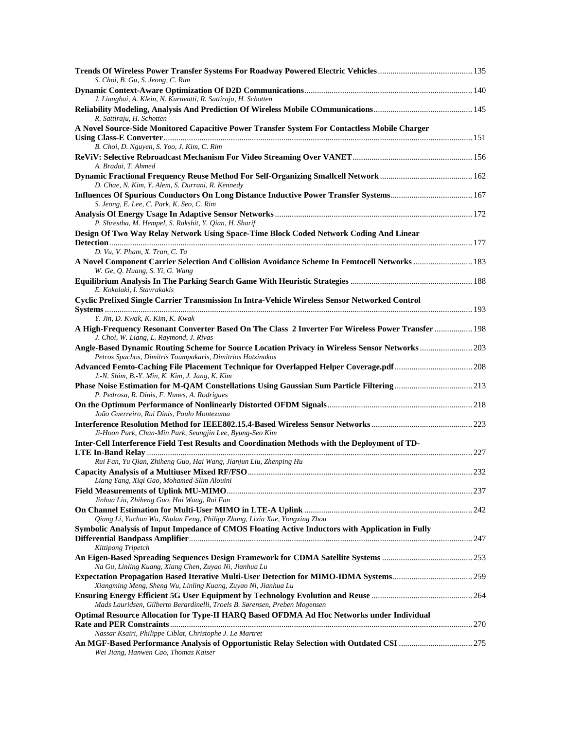**Trends Of Wireless Power Transfer Systems For Roadway Powered Electric Vehicles** ............ 135
*S. Choi, B. Gu, S. Jeong, C. Rim*

**Dynamic Context-Aware Optimization Of D2D Communications** ............ 140
*J. Lianghai, A. Klein, N. Kuruvatti, R. Sattiraju, H. Schotten*

**Reliability Modeling, Analysis And Prediction Of Wireless Mobile COmmunications** ............ 145
*R. Sattiraju, H. Schotten*

**A Novel Source-Side Monitored Capacitive Power Transfer System For Contactless Mobile Charger Using Class-E Converter** ............ 151
*B. Choi, D. Nguyen, S. Yoo, J. Kim, C. Rim*

**ReViV: Selective Rebroadcast Mechanism For Video Streaming Over VANET** ............ 156
*A. Bradai, T. Ahmed*

**Dynamic Fractional Frequency Reuse Method For Self-Organizing Smallcell Network** ............ 162
*D. Chae, N. Kim, Y. Alem, S. Durrani, R. Kennedy*

**Influences Of Spurious Conductors On Long Distance Inductive Power Transfer Systems** ............ 167
*S. Jeong, E. Lee, C. Park, K. Seo, C. Rim*

**Analysis Of Energy Usage In Adaptive Sensor Networks** ............ 172
*P. Shrestha, M. Hempel, S. Rakshit, Y. Qian, H. Sharif*

**Design Of Two Way Relay Network Using Space-Time Block Coded Network Coding And Linear Detection** ............ 177
*D. Vu, V. Pham, X. Tran, C. Ta*

**A Novel Component Carrier Selection And Collision Avoidance Scheme In Femtocell Networks** ............ 183
*W. Ge, Q. Huang, S. Yi, G. Wang*

**Equilibrium Analysis In The Parking Search Game With Heuristic Strategies** ............ 188
*E. Kokolaki, I. Stavrakakis*

**Cyclic Prefixed Single Carrier Transmission In Intra-Vehicle Wireless Sensor Networked Control Systems** ............ 193
*Y. Jin, D. Kwak, K. Kim, K. Kwak*

**A High-Frequency Resonant Converter Based On The Class 2 Inverter For Wireless Power Transfer** ............ 198
*J. Choi, W. Liang, L. Raymond, J. Rivas*

**Angle-Based Dynamic Routing Scheme for Source Location Privacy in Wireless Sensor Networks** ............ 203
*Petros Spachos, Dimitris Toumpakaris, Dimitrios Hatzinakos*

**Advanced Femto-Caching File Placement Technique for Overlapped Helper Coverage.pdf** ............ 208
*J.-N. Shim, B.-Y. Min, K. Kim, J. Jang, K. Kim*

**Phase Noise Estimation for M-QAM Constellations Using Gaussian Sum Particle Filtering** ............ 213
*P. Pedrosa, R. Dinis, F. Nunes, A. Rodrigues*

**On the Optimum Performance of Nonlinearly Distorted OFDM Signals** ............ 218
*João Guerreiro, Rui Dinis, Paulo Montezuma*

**Interference Resolution Method for IEEE802.15.4-Based Wireless Sensor Networks** ............ 223
*Ji-Hoon Park, Chan-Min Park, Seungjin Lee, Byung-Seo Kim*

**Inter-Cell Interference Field Test Results and Coordination Methods with the Deployment of TD-LTE In-Band Relay** ............ 227
*Rui Fan, Yu Qian, Zhiheng Guo, Hai Wang, Jianjun Liu, Zhenping Hu*

**Capacity Analysis of a Multiuser Mixed RF/FSO** ............ 232
*Liang Yang, Xiqi Gao, Mohamed-Slim Alouini*

**Field Measurements of Uplink MU-MIMO** ............ 237
*Jinhua Liu, Zhiheng Guo, Hai Wang, Rui Fan*

**On Channel Estimation for Multi-User MIMO in LTE-A Uplink** ............ 242
*Qiang Li, Yuchun Wu, Shulan Feng, Philipp Zhang, Lixia Xue, Yongxing Zhou*

**Symbolic Analysis of Input Impedance of CMOS Floating Active Inductors with Application in Fully Differential Bandpass Amplifier** ............ 247
*Kittipong Tripetch*

**An Eigen-Based Spreading Sequences Design Framework for CDMA Satellite Systems** ............ 253
*Na Gu, Linling Kuang, Xiang Chen, Zuyao Ni, Jianhua Lu*

**Expectation Propagation Based Iterative Multi-User Detection for MIMO-IDMA Systems** ............ 259
*Xiangming Meng, Sheng Wu, Linling Kuang, Zuyao Ni, Jianhua Lu*

**Ensuring Energy Efficient 5G User Equipment by Technology Evolution and Reuse** ............ 264
*Mads Lauridsen, Gilberto Berardinelli, Troels B. Sørensen, Preben Mogensen*

**Optimal Resource Allocation for Type-II HARQ Based OFDMA Ad Hoc Networks under Individual Rate and PER Constraints** ............ 270
*Nassar Ksairi, Philippe Ciblat, Christophe J. Le Martret*

**An MGF-Based Performance Analysis of Opportunistic Relay Selection with Outdated CSI** ............ 275
*Wei Jiang, Hanwen Cao, Thomas Kaiser*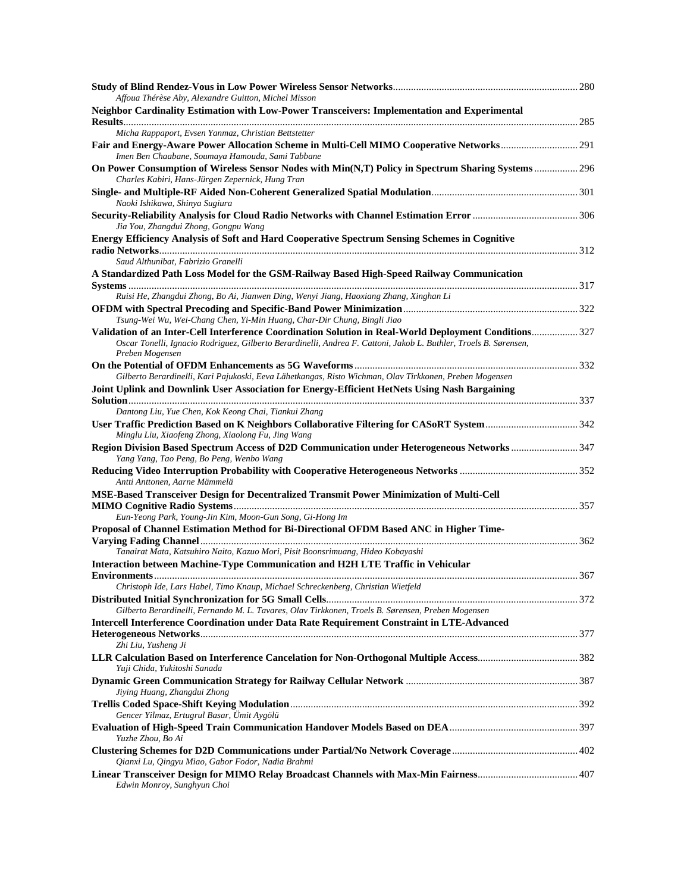**Study of Blind Rendez-Vous in Low Power Wireless Sensor Networks** ........ 280
*Affoua Thérèse Aby, Alexandre Guitton, Michel Misson*

**Neighbor Cardinality Estimation with Low-Power Transceivers: Implementation and Experimental Results** ........ 285
*Micha Rappaport, Evsen Yanmaz, Christian Bettstetter*

**Fair and Energy-Aware Power Allocation Scheme in Multi-Cell MIMO Cooperative Networks** ........ 291
*Imen Ben Chaabane, Soumaya Hamouda, Sami Tabbane*

**On Power Consumption of Wireless Sensor Nodes with Min(N,T) Policy in Spectrum Sharing Systems** ........ 296
*Charles Kabiri, Hans-Jürgen Zepernick, Hung Tran*

**Single- and Multiple-RF Aided Non-Coherent Generalized Spatial Modulation** ........ 301
*Naoki Ishikawa, Shinya Sugiura*

**Security-Reliability Analysis for Cloud Radio Networks with Channel Estimation Error** ........ 306
*Jia You, Zhangdui Zhong, Gongpu Wang*

**Energy Efficiency Analysis of Soft and Hard Cooperative Spectrum Sensing Schemes in Cognitive radio Networks** ........ 312
*Saud Althunibat, Fabrizio Granelli*

**A Standardized Path Loss Model for the GSM-Railway Based High-Speed Railway Communication Systems** ........ 317
*Ruisi He, Zhangdui Zhong, Bo Ai, Jianwen Ding, Wenyi Jiang, Haoxiang Zhang, Xinghan Li*

**OFDM with Spectral Precoding and Specific-Band Power Minimization** ........ 322
*Tsung-Wei Wu, Wei-Chang Chen, Yi-Min Huang, Char-Dir Chung, Bingli Jiao*

**Validation of an Inter-Cell Interference Coordination Solution in Real-World Deployment Conditions** ........ 327
*Oscar Tonelli, Ignacio Rodriguez, Gilberto Berardinelli, Andrea F. Cattoni, Jakob L. Buthler, Troels B. Sørensen, Preben Mogensen*

**On the Potential of OFDM Enhancements as 5G Waveforms** ........ 332
*Gilberto Berardinelli, Kari Pajukoski, Eeva Lähetkangas, Risto Wichman, Olav Tirkkonen, Preben Mogensen*

**Joint Uplink and Downlink User Association for Energy-Efficient HetNets Using Nash Bargaining Solution** ........ 337
*Dantong Liu, Yue Chen, Kok Keong Chai, Tiankui Zhang*

**User Traffic Prediction Based on K Neighbors Collaborative Filtering for CASoRT System** ........ 342
*Minglu Liu, Xiaofeng Zhong, Xiaolong Fu, Jing Wang*

**Region Division Based Spectrum Access of D2D Communication under Heterogeneous Networks** ........ 347
*Yang Yang, Tao Peng, Bo Peng, Wenbo Wang*

**Reducing Video Interruption Probability with Cooperative Heterogeneous Networks** ........ 352
*Antti Anttonen, Aarne Mämmelä*

**MSE-Based Transceiver Design for Decentralized Transmit Power Minimization of Multi-Cell MIMO Cognitive Radio Systems** ........ 357
*Eun-Yeong Park, Young-Jin Kim, Moon-Gun Song, Gi-Hong Im*

**Proposal of Channel Estimation Method for Bi-Directional OFDM Based ANC in Higher Time-Varying Fading Channel** ........ 362
*Tanairat Mata, Katsuhiro Naito, Kazuo Mori, Pisit Boonsrimuang, Hideo Kobayashi*

**Interaction between Machine-Type Communication and H2H LTE Traffic in Vehicular Environments** ........ 367
*Christoph Ide, Lars Habel, Timo Knaup, Michael Schreckenberg, Christian Wietfeld*

**Distributed Initial Synchronization for 5G Small Cells** ........ 372
*Gilberto Berardinelli, Fernando M. L. Tavares, Olav Tirkkonen, Troels B. Sørensen, Preben Mogensen*

**Intercell Interference Coordination under Data Rate Requirement Constraint in LTE-Advanced Heterogeneous Networks** ........ 377
*Zhi Liu, Yusheng Ji*

**LLR Calculation Based on Interference Cancelation for Non-Orthogonal Multiple Access** ........ 382
*Yuji Chida, Yukitoshi Sanada*

**Dynamic Green Communication Strategy for Railway Cellular Network** ........ 387
*Jiying Huang, Zhangdui Zhong*

**Trellis Coded Space-Shift Keying Modulation** ........ 392
*Gencer Yilmaz, Ertugrul Basar, Ümit Aygölü*

**Evaluation of High-Speed Train Communication Handover Models Based on DEA** ........ 397
*Yuzhe Zhou, Bo Ai*

**Clustering Schemes for D2D Communications under Partial/No Network Coverage** ........ 402
*Qianxi Lu, Qingyu Miao, Gabor Fodor, Nadia Brahmi*

**Linear Transceiver Design for MIMO Relay Broadcast Channels with Max-Min Fairness** ........ 407
*Edwin Monroy, Sunghyun Choi*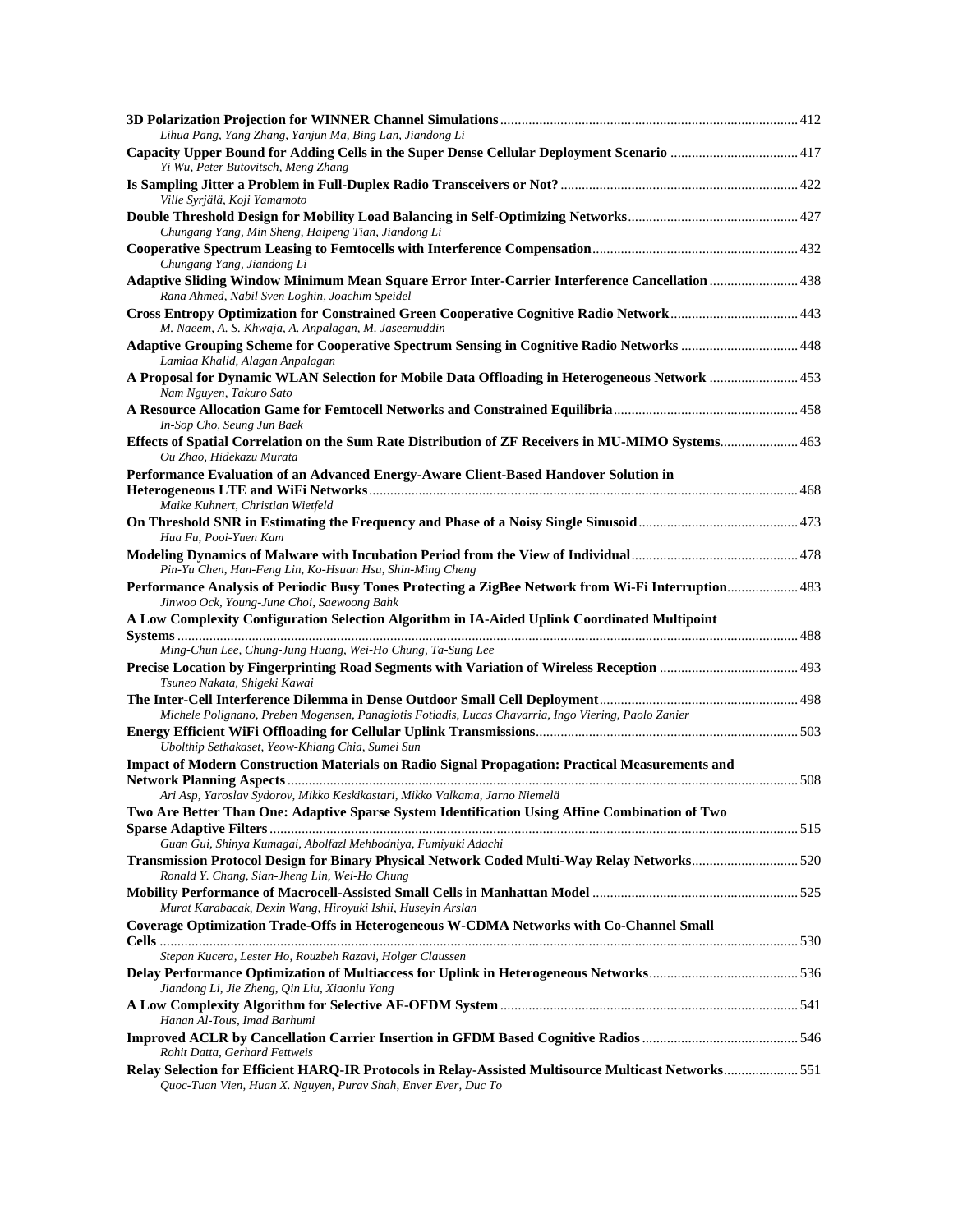**3D Polarization Projection for WINNER Channel Simulations** ........ 412
*Lihua Pang, Yang Zhang, Yanjun Ma, Bing Lan, Jiandong Li*

**Capacity Upper Bound for Adding Cells in the Super Dense Cellular Deployment Scenario** ........ 417
*Yi Wu, Peter Butovitsch, Meng Zhang*

**Is Sampling Jitter a Problem in Full-Duplex Radio Transceivers or Not?** ........ 422
*Ville Syrjälä, Koji Yamamoto*

**Double Threshold Design for Mobility Load Balancing in Self-Optimizing Networks** ........ 427
*Chungang Yang, Min Sheng, Haipeng Tian, Jiandong Li*

**Cooperative Spectrum Leasing to Femtocells with Interference Compensation** ........ 432
*Chungang Yang, Jiandong Li*

**Adaptive Sliding Window Minimum Mean Square Error Inter-Carrier Interference Cancellation** ........ 438
*Rana Ahmed, Nabil Sven Loghin, Joachim Speidel*

**Cross Entropy Optimization for Constrained Green Cooperative Cognitive Radio Network** ........ 443
*M. Naeem, A. S. Khwaja, A. Anpalagan, M. Jaseemuddin*

**Adaptive Grouping Scheme for Cooperative Spectrum Sensing in Cognitive Radio Networks** ........ 448
*Lamiaa Khalid, Alagan Anpalagan*

**A Proposal for Dynamic WLAN Selection for Mobile Data Offloading in Heterogeneous Network** ........ 453
*Nam Nguyen, Takuro Sato*

**A Resource Allocation Game for Femtocell Networks and Constrained Equilibria** ........ 458
*In-Sop Cho, Seung Jun Baek*

**Effects of Spatial Correlation on the Sum Rate Distribution of ZF Receivers in MU-MIMO Systems** ........ 463
*Ou Zhao, Hidekazu Murata*

**Performance Evaluation of an Advanced Energy-Aware Client-Based Handover Solution in Heterogeneous LTE and WiFi Networks** ........ 468
*Maike Kuhnert, Christian Wietfeld*

**On Threshold SNR in Estimating the Frequency and Phase of a Noisy Single Sinusoid** ........ 473
*Hua Fu, Pooi-Yuen Kam*

**Modeling Dynamics of Malware with Incubation Period from the View of Individual** ........ 478
*Pin-Yu Chen, Han-Feng Lin, Ko-Hsuan Hsu, Shin-Ming Cheng*

**Performance Analysis of Periodic Busy Tones Protecting a ZigBee Network from Wi-Fi Interruption** ........ 483
*Jinwoo Ock, Young-June Choi, Saewoong Bahk*

**A Low Complexity Configuration Selection Algorithm in IA-Aided Uplink Coordinated Multipoint Systems** ........ 488
*Ming-Chun Lee, Chung-Jung Huang, Wei-Ho Chung, Ta-Sung Lee*

**Precise Location by Fingerprinting Road Segments with Variation of Wireless Reception** ........ 493
*Tsuneo Nakata, Shigeki Kawai*

**The Inter-Cell Interference Dilemma in Dense Outdoor Small Cell Deployment** ........ 498
*Michele Polignano, Preben Mogensen, Panagiotis Fotiadis, Lucas Chavarria, Ingo Viering, Paolo Zanier*

**Energy Efficient WiFi Offloading for Cellular Uplink Transmissions** ........ 503
*Ubolthip Sethakaset, Yeow-Khiang Chia, Sumei Sun*

**Impact of Modern Construction Materials on Radio Signal Propagation: Practical Measurements and Network Planning Aspects** ........ 508
*Ari Asp, Yaroslav Sydorov, Mikko Keskikastari, Mikko Valkama, Jarno Niemelä*

**Two Are Better Than One: Adaptive Sparse System Identification Using Affine Combination of Two Sparse Adaptive Filters** ........ 515
*Guan Gui, Shinya Kumagai, Abolfazl Mehbodniya, Fumiyuki Adachi*

**Transmission Protocol Design for Binary Physical Network Coded Multi-Way Relay Networks** ........ 520
*Ronald Y. Chang, Sian-Jheng Lin, Wei-Ho Chung*

**Mobility Performance of Macrocell-Assisted Small Cells in Manhattan Model** ........ 525
*Murat Karabacak, Dexin Wang, Hiroyuki Ishii, Huseyin Arslan*

**Coverage Optimization Trade-Offs in Heterogeneous W-CDMA Networks with Co-Channel Small Cells** ........ 530
*Stepan Kucera, Lester Ho, Rouzbeh Razavi, Holger Claussen*

**Delay Performance Optimization of Multiaccess for Uplink in Heterogeneous Networks** ........ 536
*Jiandong Li, Jie Zheng, Qin Liu, Xiaoniu Yang*

**A Low Complexity Algorithm for Selective AF-OFDM System** ........ 541
*Hanan Al-Tous, Imad Barhumi*

**Improved ACLR by Cancellation Carrier Insertion in GFDM Based Cognitive Radios** ........ 546
*Rohit Datta, Gerhard Fettweis*

**Relay Selection for Efficient HARQ-IR Protocols in Relay-Assisted Multisource Multicast Networks** ........ 551
*Quoc-Tuan Vien, Huan X. Nguyen, Purav Shah, Enver Ever, Duc To*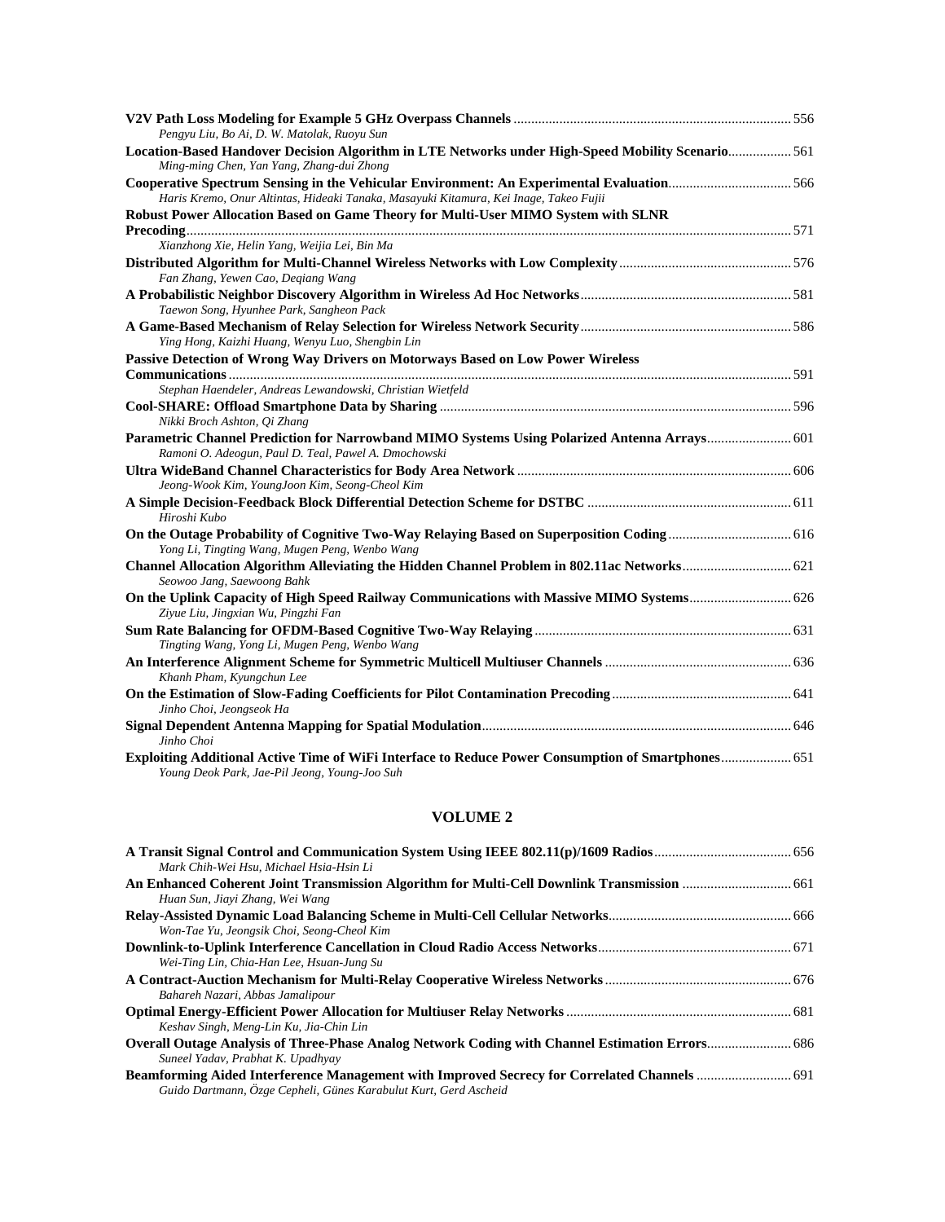**V2V Path Loss Modeling for Example 5 GHz Overpass Channels** .......... 556
*Pengyu Liu, Bo Ai, D. W. Matolak, Ruoyu Sun*

**Location-Based Handover Decision Algorithm in LTE Networks under High-Speed Mobility Scenario** .......... 561
*Ming-ming Chen, Yan Yang, Zhang-dui Zhong*

**Cooperative Spectrum Sensing in the Vehicular Environment: An Experimental Evaluation** .......... 566
*Haris Kremo, Onur Altintas, Hideaki Tanaka, Masayuki Kitamura, Kei Inage, Takeo Fujii*

**Robust Power Allocation Based on Game Theory for Multi-User MIMO System with SLNR Precoding** .......... 571
*Xianzhong Xie, Helin Yang, Weijia Lei, Bin Ma*

**Distributed Algorithm for Multi-Channel Wireless Networks with Low Complexity** .......... 576
*Fan Zhang, Yewen Cao, Deqiang Wang*

**A Probabilistic Neighbor Discovery Algorithm in Wireless Ad Hoc Networks** .......... 581
*Taewon Song, Hyunhee Park, Sangheon Pack*

**A Game-Based Mechanism of Relay Selection for Wireless Network Security** .......... 586
*Ying Hong, Kaizhi Huang, Wenyu Luo, Shengbin Lin*

**Passive Detection of Wrong Way Drivers on Motorways Based on Low Power Wireless Communications** .......... 591
*Stephan Haendeler, Andreas Lewandowski, Christian Wietfeld*

**Cool-SHARE: Offload Smartphone Data by Sharing** .......... 596
*Nikki Broch Ashton, Qi Zhang*

**Parametric Channel Prediction for Narrowband MIMO Systems Using Polarized Antenna Arrays** .......... 601
*Ramoni O. Adeogun, Paul D. Teal, Pawel A. Dmochowski*

**Ultra WideBand Channel Characteristics for Body Area Network** .......... 606
*Jeong-Wook Kim, YoungJoon Kim, Seong-Cheol Kim*

**A Simple Decision-Feedback Block Differential Detection Scheme for DSTBC** .......... 611
*Hiroshi Kubo*

**On the Outage Probability of Cognitive Two-Way Relaying Based on Superposition Coding** .......... 616
*Yong Li, Tingting Wang, Mugen Peng, Wenbo Wang*

**Channel Allocation Algorithm Alleviating the Hidden Channel Problem in 802.11ac Networks** .......... 621
*Seowoo Jang, Saewoong Bahk*

**On the Uplink Capacity of High Speed Railway Communications with Massive MIMO Systems** .......... 626
*Ziyue Liu, Jingxian Wu, Pingzhi Fan*

**Sum Rate Balancing for OFDM-Based Cognitive Two-Way Relaying** .......... 631
*Tingting Wang, Yong Li, Mugen Peng, Wenbo Wang*

**An Interference Alignment Scheme for Symmetric Multicell Multiuser Channels** .......... 636
*Khanh Pham, Kyungchun Lee*

**On the Estimation of Slow-Fading Coefficients for Pilot Contamination Precoding** .......... 641
*Jinho Choi, Jeongseok Ha*

**Signal Dependent Antenna Mapping for Spatial Modulation** .......... 646
*Jinho Choi*

**Exploiting Additional Active Time of WiFi Interface to Reduce Power Consumption of Smartphones** .......... 651
*Young Deok Park, Jae-Pil Jeong, Young-Joo Suh*

## VOLUME 2

**A Transit Signal Control and Communication System Using IEEE 802.11(p)/1609 Radios** .......... 656
*Mark Chih-Wei Hsu, Michael Hsia-Hsin Li*

**An Enhanced Coherent Joint Transmission Algorithm for Multi-Cell Downlink Transmission** .......... 661
*Huan Sun, Jiayi Zhang, Wei Wang*

**Relay-Assisted Dynamic Load Balancing Scheme in Multi-Cell Cellular Networks** .......... 666
*Won-Tae Yu, Jeongsik Choi, Seong-Cheol Kim*

**Downlink-to-Uplink Interference Cancellation in Cloud Radio Access Networks** .......... 671
*Wei-Ting Lin, Chia-Han Lee, Hsuan-Jung Su*

**A Contract-Auction Mechanism for Multi-Relay Cooperative Wireless Networks** .......... 676
*Bahareh Nazari, Abbas Jamalipour*

**Optimal Energy-Efficient Power Allocation for Multiuser Relay Networks** .......... 681
*Keshav Singh, Meng-Lin Ku, Jia-Chin Lin*

**Overall Outage Analysis of Three-Phase Analog Network Coding with Channel Estimation Errors** .......... 686
*Suneel Yadav, Prabhat K. Upadhyay*

**Beamforming Aided Interference Management with Improved Secrecy for Correlated Channels** .......... 691
*Guido Dartmann, Özge Cepheli, Günes Karabulut Kurt, Gerd Ascheid*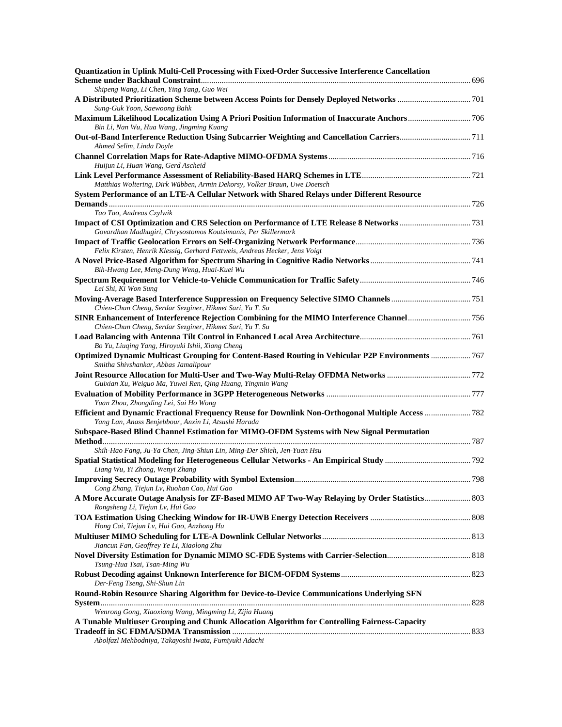**Quantization in Uplink Multi-Cell Processing with Fixed-Order Successive Interference Cancellation Scheme under Backhaul Constraint** ........ 696
*Shipeng Wang, Li Chen, Ying Yang, Guo Wei*

**A Distributed Prioritization Scheme between Access Points for Densely Deployed Networks** ........ 701
*Sung-Guk Yoon, Saewoong Bahk*

**Maximum Likelihood Localization Using A Priori Position Information of Inaccurate Anchors** ........ 706
*Bin Li, Nan Wu, Hua Wang, Jingming Kuang*

**Out-of-Band Interference Reduction Using Subcarrier Weighting and Cancellation Carriers** ........ 711
*Ahmed Selim, Linda Doyle*

**Channel Correlation Maps for Rate-Adaptive MIMO-OFDMA Systems** ........ 716
*Huijun Li, Huan Wang, Gerd Ascheid*

**Link Level Performance Assessment of Reliability-Based HARQ Schemes in LTE** ........ 721
*Matthias Woltering, Dirk Wübben, Armin Dekorsy, Volker Braun, Uwe Doetsch*

**System Performance of an LTE-A Cellular Network with Shared Relays under Different Resource Demands** ........ 726
*Tao Tao, Andreas Czylwik*

**Impact of CSI Optimization and CRS Selection on Performance of LTE Release 8 Networks** ........ 731
*Govardhan Madhugiri, Chrysostomos Koutsimanis, Per Skillermark*

**Impact of Traffic Geolocation Errors on Self-Organizing Network Performance** ........ 736
*Felix Kirsten, Henrik Klessig, Gerhard Fettweis, Andreas Hecker, Jens Voigt*

**A Novel Price-Based Algorithm for Spectrum Sharing in Cognitive Radio Networks** ........ 741
*Bih-Hwang Lee, Meng-Dung Weng, Huai-Kuei Wu*

**Spectrum Requirement for Vehicle-to-Vehicle Communication for Traffic Safety** ........ 746
*Lei Shi, Ki Won Sung*

**Moving-Average Based Interference Suppression on Frequency Selective SIMO Channels** ........ 751
*Chien-Chun Cheng, Serdar Sezginer, Hikmet Sari, Yu T. Su*

**SINR Enhancement of Interference Rejection Combining for the MIMO Interference Channel** ........ 756
*Chien-Chun Cheng, Serdar Sezginer, Hikmet Sari, Yu T. Su*

**Load Balancing with Antenna Tilt Control in Enhanced Local Area Architecture** ........ 761
*Bo Yu, Liuqing Yang, Hiroyuki Ishii, Xiang Cheng*

**Optimized Dynamic Multicast Grouping for Content-Based Routing in Vehicular P2P Environments** ........ 767
*Smitha Shivshankar, Abbas Jamalipour*

**Joint Resource Allocation for Multi-User and Two-Way Multi-Relay OFDMA Networks** ........ 772
*Guixian Xu, Weiguo Ma, Yuwei Ren, Qing Huang, Yingmin Wang*

**Evaluation of Mobility Performance in 3GPP Heterogeneous Networks** ........ 777
*Yuan Zhou, Zhongding Lei, Sai Ho Wong*

**Efficient and Dynamic Fractional Frequency Reuse for Downlink Non-Orthogonal Multiple Access** ........ 782
*Yang Lan, Anass Benjebbour, Anxin Li, Atsushi Harada*

**Subspace-Based Blind Channel Estimation for MIMO-OFDM Systems with New Signal Permutation Method** ........ 787
*Shih-Hao Fang, Ju-Ya Chen, Jing-Shiun Lin, Ming-Der Shieh, Jen-Yuan Hsu*

**Spatial Statistical Modeling for Heterogeneous Cellular Networks - An Empirical Study** ........ 792
*Liang Wu, Yi Zhong, Wenyi Zhang*

**Improving Secrecy Outage Probability with Symbol Extension** ........ 798
*Cong Zhang, Tiejun Lv, Ruohan Cao, Hui Gao*

**A More Accurate Outage Analysis for ZF-Based MIMO AF Two-Way Relaying by Order Statistics** ........ 803
*Rongsheng Li, Tiejun Lv, Hui Gao*

**TOA Estimation Using Checking Window for IR-UWB Energy Detection Receivers** ........ 808
*Hong Cai, Tiejun Lv, Hui Gao, Anzhong Hu*

**Multiuser MIMO Scheduling for LTE-A Downlink Cellular Networks** ........ 813
*Jiancun Fan, Geoffrey Ye Li, Xiaolong Zhu*

**Novel Diversity Estimation for Dynamic MIMO SC-FDE Systems with Carrier-Selection** ........ 818
*Tsung-Hua Tsai, Tsan-Ming Wu*

**Robust Decoding against Unknown Interference for BICM-OFDM Systems** ........ 823
*Der-Feng Tseng, Shi-Shun Lin*

**Round-Robin Resource Sharing Algorithm for Device-to-Device Communications Underlying SFN System** ........ 828
*Wenrong Gong, Xiaoxiang Wang, Mingming Li, Zijia Huang*

**A Tunable Multiuser Grouping and Chunk Allocation Algorithm for Controlling Fairness-Capacity Tradeoff in SC FDMA/SDMA Transmission** ........ 833
*Abolfazl Mehbodniya, Takayoshi Iwata, Fumiyuki Adachi*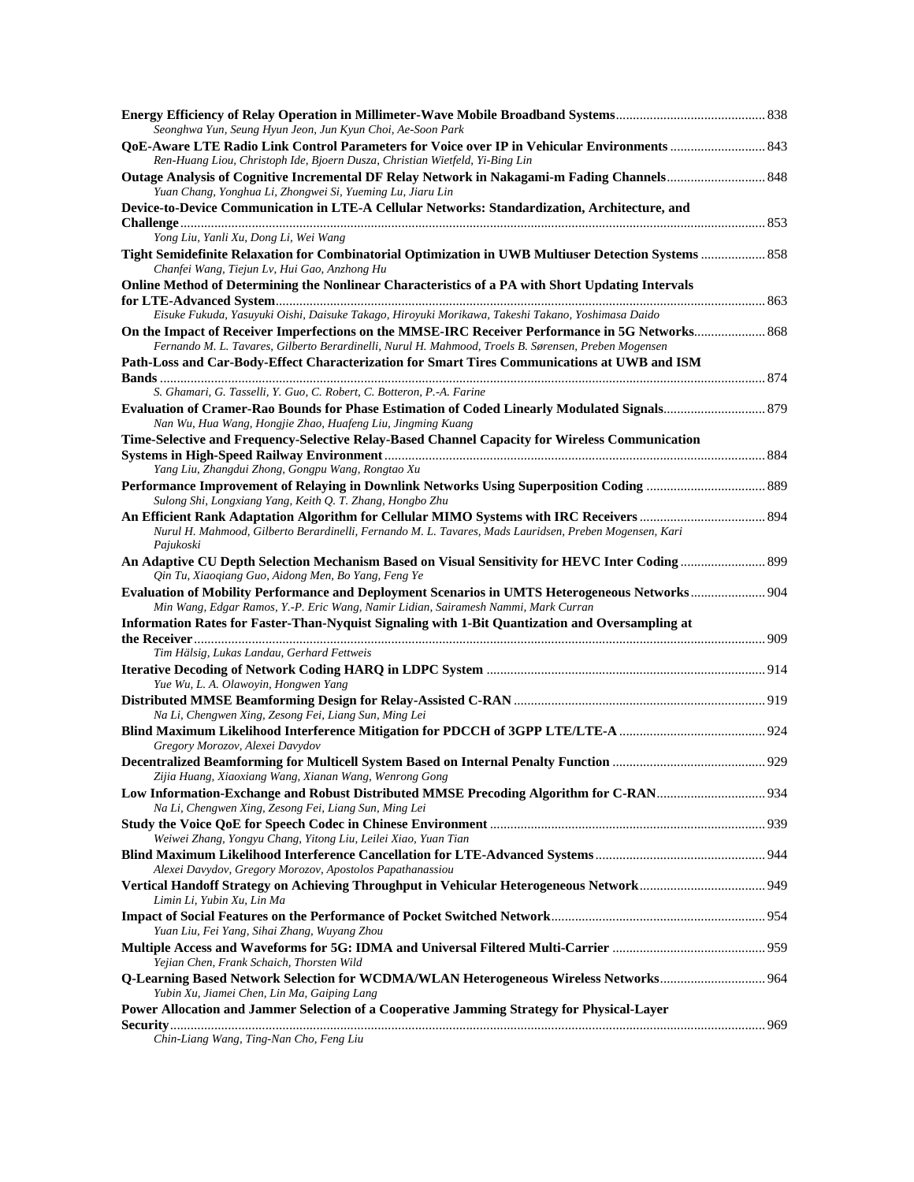**Energy Efficiency of Relay Operation in Millimeter-Wave Mobile Broadband Systems** .......... 838
*Seonghwa Yun, Seung Hyun Jeon, Jun Kyun Choi, Ae-Soon Park*

**QoE-Aware LTE Radio Link Control Parameters for Voice over IP in Vehicular Environments** .......... 843
*Ren-Huang Liou, Christoph Ide, Bjoern Dusza, Christian Wietfeld, Yi-Bing Lin*

**Outage Analysis of Cognitive Incremental DF Relay Network in Nakagami-m Fading Channels** .......... 848
*Yuan Chang, Yonghua Li, Zhongwei Si, Yueming Lu, Jiaru Lin*

**Device-to-Device Communication in LTE-A Cellular Networks: Standardization, Architecture, and Challenge** .......... 853
*Yong Liu, Yanli Xu, Dong Li, Wei Wang*

**Tight Semidefinite Relaxation for Combinatorial Optimization in UWB Multiuser Detection Systems** .......... 858
*Chanfei Wang, Tiejun Lv, Hui Gao, Anzhong Hu*

**Online Method of Determining the Nonlinear Characteristics of a PA with Short Updating Intervals for LTE-Advanced System** .......... 863
*Eisuke Fukuda, Yasuyuki Oishi, Daisuke Takago, Hiroyuki Morikawa, Takeshi Takano, Yoshimasa Daido*

**On the Impact of Receiver Imperfections on the MMSE-IRC Receiver Performance in 5G Networks** .......... 868
*Fernando M. L. Tavares, Gilberto Berardinelli, Nurul H. Mahmood, Troels B. Sørensen, Preben Mogensen*

**Path-Loss and Car-Body-Effect Characterization for Smart Tires Communications at UWB and ISM Bands** .......... 874
*S. Ghamari, G. Tasselli, Y. Guo, C. Robert, C. Botteron, P.-A. Farine*

**Evaluation of Cramer-Rao Bounds for Phase Estimation of Coded Linearly Modulated Signals** .......... 879
*Nan Wu, Hua Wang, Hongjie Zhao, Huafeng Liu, Jingming Kuang*

**Time-Selective and Frequency-Selective Relay-Based Channel Capacity for Wireless Communication Systems in High-Speed Railway Environment** .......... 884
*Yang Liu, Zhangdui Zhong, Gongpu Wang, Rongtao Xu*

**Performance Improvement of Relaying in Downlink Networks Using Superposition Coding** .......... 889
*Sulong Shi, Longxiang Yang, Keith Q. T. Zhang, Hongbo Zhu*

**An Efficient Rank Adaptation Algorithm for Cellular MIMO Systems with IRC Receivers** .......... 894
*Nurul H. Mahmood, Gilberto Berardinelli, Fernando M. L. Tavares, Mads Lauridsen, Preben Mogensen, Kari Pajukoski*

**An Adaptive CU Depth Selection Mechanism Based on Visual Sensitivity for HEVC Inter Coding** .......... 899
*Qin Tu, Xiaoqiang Guo, Aidong Men, Bo Yang, Feng Ye*

**Evaluation of Mobility Performance and Deployment Scenarios in UMTS Heterogeneous Networks** .......... 904
*Min Wang, Edgar Ramos, Y.-P. Eric Wang, Namir Lidian, Sairamesh Nammi, Mark Curran*

**Information Rates for Faster-Than-Nyquist Signaling with 1-Bit Quantization and Oversampling at the Receiver** .......... 909
*Tim Hälsig, Lukas Landau, Gerhard Fettweis*

**Iterative Decoding of Network Coding HARQ in LDPC System** .......... 914
*Yue Wu, L. A. Olawoyin, Hongwen Yang*

**Distributed MMSE Beamforming Design for Relay-Assisted C-RAN** .......... 919
*Na Li, Chengwen Xing, Zesong Fei, Liang Sun, Ming Lei*

**Blind Maximum Likelihood Interference Mitigation for PDCCH of 3GPP LTE/LTE-A** .......... 924
*Gregory Morozov, Alexei Davydov*

**Decentralized Beamforming for Multicell System Based on Internal Penalty Function** .......... 929
*Zijia Huang, Xiaoxiang Wang, Xianan Wang, Wenrong Gong*

**Low Information-Exchange and Robust Distributed MMSE Precoding Algorithm for C-RAN** .......... 934
*Na Li, Chengwen Xing, Zesong Fei, Liang Sun, Ming Lei*

**Study the Voice QoE for Speech Codec in Chinese Environment** .......... 939
*Weiwei Zhang, Yongyu Chang, Yitong Liu, Leilei Xiao, Yuan Tian*

**Blind Maximum Likelihood Interference Cancellation for LTE-Advanced Systems** .......... 944
*Alexei Davydov, Gregory Morozov, Apostolos Papathanassiou*

**Vertical Handoff Strategy on Achieving Throughput in Vehicular Heterogeneous Network** .......... 949
*Limin Li, Yubin Xu, Lin Ma*

**Impact of Social Features on the Performance of Pocket Switched Network** .......... 954
*Yuan Liu, Fei Yang, Sihai Zhang, Wuyang Zhou*

**Multiple Access and Waveforms for 5G: IDMA and Universal Filtered Multi-Carrier** .......... 959
*Yejian Chen, Frank Schaich, Thorsten Wild*

**Q-Learning Based Network Selection for WCDMA/WLAN Heterogeneous Wireless Networks** .......... 964
*Yubin Xu, Jiamei Chen, Lin Ma, Gaiping Lang*

**Power Allocation and Jammer Selection of a Cooperative Jamming Strategy for Physical-Layer Security** .......... 969
*Chin-Liang Wang, Ting-Nan Cho, Feng Liu*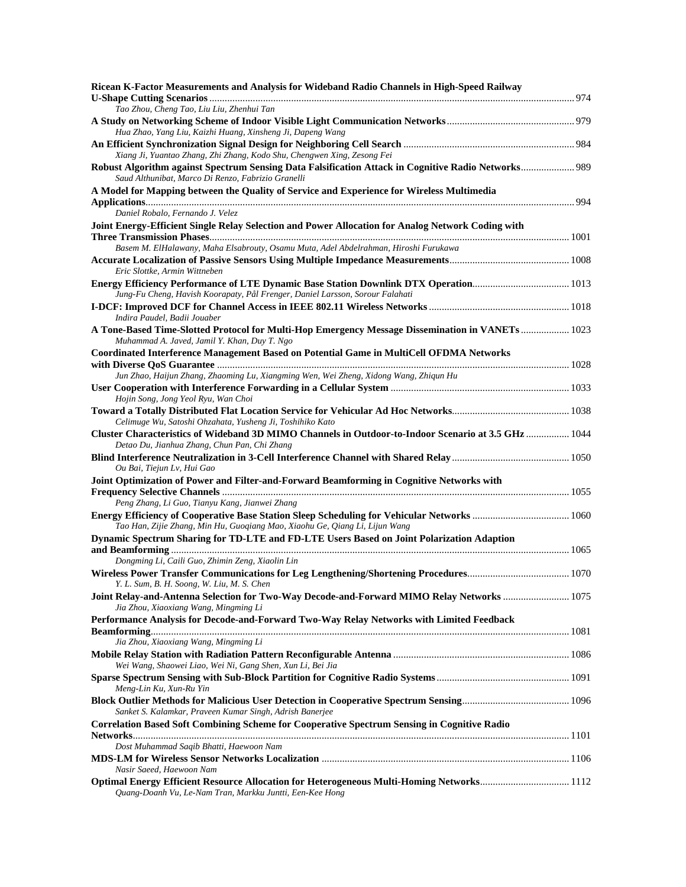**Ricean K-Factor Measurements and Analysis for Wideband Radio Channels in High-Speed Railway U-Shape Cutting Scenarios** ........ 974
*Tao Zhou, Cheng Tao, Liu Liu, Zhenhui Tan*

**A Study on Networking Scheme of Indoor Visible Light Communication Networks** ........ 979
*Hua Zhao, Yang Liu, Kaizhi Huang, Xinsheng Ji, Dapeng Wang*

**An Efficient Synchronization Signal Design for Neighboring Cell Search** ........ 984
*Xiang Ji, Yuantao Zhang, Zhi Zhang, Kodo Shu, Chengwen Xing, Zesong Fei*

**Robust Algorithm against Spectrum Sensing Data Falsification Attack in Cognitive Radio Networks** ........ 989
*Saud Althunibat, Marco Di Renzo, Fabrizio Granelli*

**A Model for Mapping between the Quality of Service and Experience for Wireless Multimedia Applications** ........ 994
*Daniel Robalo, Fernando J. Velez*

**Joint Energy-Efficient Single Relay Selection and Power Allocation for Analog Network Coding with Three Transmission Phases** ........ 1001
*Basem M. ElHalawany, Maha Elsabrouty, Osamu Muta, Adel Abdelrahman, Hiroshi Furukawa*

**Accurate Localization of Passive Sensors Using Multiple Impedance Measurements** ........ 1008
*Eric Slottke, Armin Wittneben*

**Energy Efficiency Performance of LTE Dynamic Base Station Downlink DTX Operation** ........ 1013
*Jung-Fu Cheng, Havish Koorapaty, Pål Frenger, Daniel Larsson, Sorour Falahati*

**I-DCF: Improved DCF for Channel Access in IEEE 802.11 Wireless Networks** ........ 1018
*Indira Paudel, Badii Jouaber*

**A Tone-Based Time-Slotted Protocol for Multi-Hop Emergency Message Dissemination in VANETs** ........ 1023
*Muhammad A. Javed, Jamil Y. Khan, Duy T. Ngo*

**Coordinated Interference Management Based on Potential Game in MultiCell OFDMA Networks with Diverse QoS Guarantee** ........ 1028
*Jun Zhao, Haijun Zhang, Zhaoming Lu, Xiangming Wen, Wei Zheng, Xidong Wang, Zhiqun Hu*

**User Cooperation with Interference Forwarding in a Cellular System** ........ 1033
*Hojin Song, Jong Yeol Ryu, Wan Choi*

**Toward a Totally Distributed Flat Location Service for Vehicular Ad Hoc Networks** ........ 1038
*Celimuge Wu, Satoshi Ohzahata, Yusheng Ji, Toshihiko Kato*

**Cluster Characteristics of Wideband 3D MIMO Channels in Outdoor-to-Indoor Scenario at 3.5 GHz** ........ 1044
*Detao Du, Jianhua Zhang, Chun Pan, Chi Zhang*

**Blind Interference Neutralization in 3-Cell Interference Channel with Shared Relay** ........ 1050
*Ou Bai, Tiejun Lv, Hui Gao*

**Joint Optimization of Power and Filter-and-Forward Beamforming in Cognitive Networks with Frequency Selective Channels** ........ 1055
*Peng Zhang, Li Guo, Tianyu Kang, Jianwei Zhang*

**Energy Efficiency of Cooperative Base Station Sleep Scheduling for Vehicular Networks** ........ 1060
*Tao Han, Zijie Zhang, Min Hu, Guoqiang Mao, Xiaohu Ge, Qiang Li, Lijun Wang*

**Dynamic Spectrum Sharing for TD-LTE and FD-LTE Users Based on Joint Polarization Adaption and Beamforming** ........ 1065
*Dongming Li, Caili Guo, Zhimin Zeng, Xiaolin Lin*

**Wireless Power Transfer Communications for Leg Lengthening/Shortening Procedures** ........ 1070
*Y. L. Sum, B. H. Soong, W. Liu, M. S. Chen*

**Joint Relay-and-Antenna Selection for Two-Way Decode-and-Forward MIMO Relay Networks** ........ 1075
*Jia Zhou, Xiaoxiang Wang, Mingming Li*

**Performance Analysis for Decode-and-Forward Two-Way Relay Networks with Limited Feedback Beamforming** ........ 1081
*Jia Zhou, Xiaoxiang Wang, Mingming Li*

**Mobile Relay Station with Radiation Pattern Reconfigurable Antenna** ........ 1086
*Wei Wang, Shaowei Liao, Wei Ni, Gang Shen, Xun Li, Bei Jia*

**Sparse Spectrum Sensing with Sub-Block Partition for Cognitive Radio Systems** ........ 1091
*Meng-Lin Ku, Xun-Ru Yin*

**Block Outlier Methods for Malicious User Detection in Cooperative Spectrum Sensing** ........ 1096
*Sanket S. Kalamkar, Praveen Kumar Singh, Adrish Banerjee*

**Correlation Based Soft Combining Scheme for Cooperative Spectrum Sensing in Cognitive Radio Networks** ........ 1101
*Dost Muhammad Saqib Bhatti, Haewoon Nam*

**MDS-LM for Wireless Sensor Networks Localization** ........ 1106
*Nasir Saeed, Haewoon Nam*

**Optimal Energy Efficient Resource Allocation for Heterogeneous Multi-Homing Networks** ........ 1112
*Quang-Doanh Vu, Le-Nam Tran, Markku Juntti, Een-Kee Hong*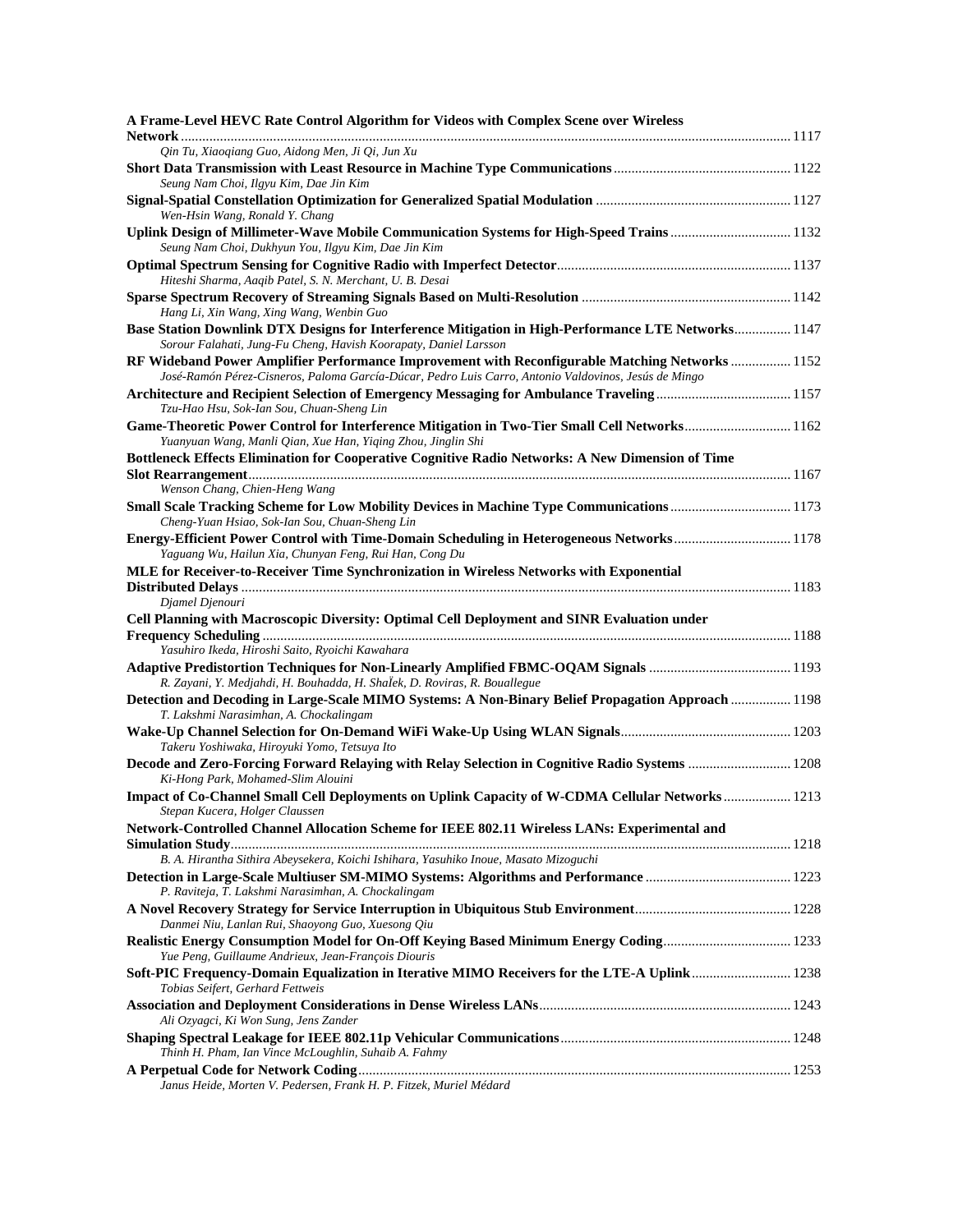**A Frame-Level HEVC Rate Control Algorithm for Videos with Complex Scene over Wireless Network** ........ 1117
*Qin Tu, Xiaoqiang Guo, Aidong Men, Ji Qi, Jun Xu*

**Short Data Transmission with Least Resource in Machine Type Communications** ........ 1122
*Seung Nam Choi, Ilgyu Kim, Dae Jin Kim*

**Signal-Spatial Constellation Optimization for Generalized Spatial Modulation** ........ 1127
*Wen-Hsin Wang, Ronald Y. Chang*

**Uplink Design of Millimeter-Wave Mobile Communication Systems for High-Speed Trains** ........ 1132
*Seung Nam Choi, Dukhyun You, Ilgyu Kim, Dae Jin Kim*

**Optimal Spectrum Sensing for Cognitive Radio with Imperfect Detector** ........ 1137
*Hiteshi Sharma, Aaqib Patel, S. N. Merchant, U. B. Desai*

**Sparse Spectrum Recovery of Streaming Signals Based on Multi-Resolution** ........ 1142
*Hang Li, Xin Wang, Xing Wang, Wenbin Guo*

**Base Station Downlink DTX Designs for Interference Mitigation in High-Performance LTE Networks** ........ 1147
*Sorour Falahati, Jung-Fu Cheng, Havish Koorapaty, Daniel Larsson*

**RF Wideband Power Amplifier Performance Improvement with Reconfigurable Matching Networks** ........ 1152
*José-Ramón Pérez-Cisneros, Paloma García-Dúcar, Pedro Luis Carro, Antonio Valdovinos, Jesús de Mingo*

**Architecture and Recipient Selection of Emergency Messaging for Ambulance Traveling** ........ 1157
*Tzu-Hao Hsu, Sok-Ian Sou, Chuan-Sheng Lin*

**Game-Theoretic Power Control for Interference Mitigation in Two-Tier Small Cell Networks** ........ 1162
*Yuanyuan Wang, Manli Qian, Xue Han, Yiqing Zhou, Jinglin Shi*

**Bottleneck Effects Elimination for Cooperative Cognitive Radio Networks: A New Dimension of Time Slot Rearrangement** ........ 1167
*Wenson Chang, Chien-Heng Wang*

**Small Scale Tracking Scheme for Low Mobility Devices in Machine Type Communications** ........ 1173
*Cheng-Yuan Hsiao, Sok-Ian Sou, Chuan-Sheng Lin*

**Energy-Efficient Power Control with Time-Domain Scheduling in Heterogeneous Networks** ........ 1178
*Yaguang Wu, Hailun Xia, Chunyan Feng, Rui Han, Cong Du*

**MLE for Receiver-to-Receiver Time Synchronization in Wireless Networks with Exponential Distributed Delays** ........ 1183
*Djamel Djenouri*

**Cell Planning with Macroscopic Diversity: Optimal Cell Deployment and SINR Evaluation under Frequency Scheduling** ........ 1188
*Yasuhiro Ikeda, Hiroshi Saito, Ryoichi Kawahara*

**Adaptive Predistortion Techniques for Non-Linearly Amplified FBMC-OQAM Signals** ........ 1193
*R. Zayani, Y. Medjahdi, H. Bouhadda, H. ShaÏek, D. Roviras, R. Bouallegue*

**Detection and Decoding in Large-Scale MIMO Systems: A Non-Binary Belief Propagation Approach** ........ 1198
*T. Lakshmi Narasimhan, A. Chockalingam*

**Wake-Up Channel Selection for On-Demand WiFi Wake-Up Using WLAN Signals** ........ 1203
*Takeru Yoshiwaka, Hiroyuki Yomo, Tetsuya Ito*

**Decode and Zero-Forcing Forward Relaying with Relay Selection in Cognitive Radio Systems** ........ 1208
*Ki-Hong Park, Mohamed-Slim Alouini*

**Impact of Co-Channel Small Cell Deployments on Uplink Capacity of W-CDMA Cellular Networks** ........ 1213
*Stepan Kucera, Holger Claussen*

**Network-Controlled Channel Allocation Scheme for IEEE 802.11 Wireless LANs: Experimental and Simulation Study** ........ 1218
*B. A. Hirantha Sithira Abeysekera, Koichi Ishihara, Yasuhiko Inoue, Masato Mizoguchi*

**Detection in Large-Scale Multiuser SM-MIMO Systems: Algorithms and Performance** ........ 1223
*P. Raviteja, T. Lakshmi Narasimhan, A. Chockalingam*

**A Novel Recovery Strategy for Service Interruption in Ubiquitous Stub Environment** ........ 1228
*Danmei Niu, Lanlan Rui, Shaoyong Guo, Xuesong Qiu*

**Realistic Energy Consumption Model for On-Off Keying Based Minimum Energy Coding** ........ 1233
*Yue Peng, Guillaume Andrieux, Jean-François Diouris*

**Soft-PIC Frequency-Domain Equalization in Iterative MIMO Receivers for the LTE-A Uplink** ........ 1238
*Tobias Seifert, Gerhard Fettweis*

**Association and Deployment Considerations in Dense Wireless LANs** ........ 1243
*Ali Ozyagci, Ki Won Sung, Jens Zander*

**Shaping Spectral Leakage for IEEE 802.11p Vehicular Communications** ........ 1248
*Thinh H. Pham, Ian Vince McLoughlin, Suhaib A. Fahmy*

**A Perpetual Code for Network Coding** ........ 1253
*Janus Heide, Morten V. Pedersen, Frank H. P. Fitzek, Muriel Médard*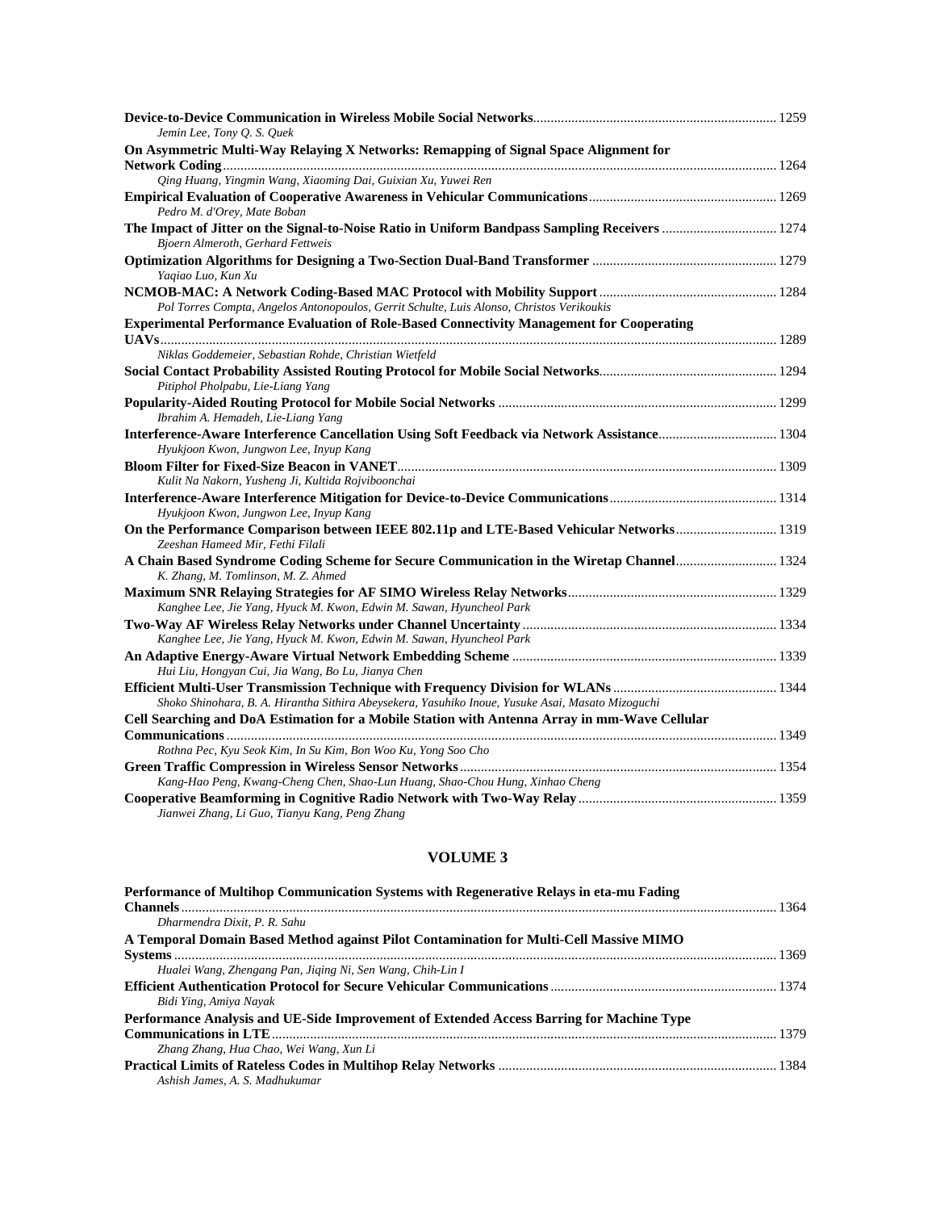**Device-to-Device Communication in Wireless Mobile Social Networks** ..... 1259
*Jemin Lee, Tony Q. S. Quek*

**On Asymmetric Multi-Way Relaying X Networks: Remapping of Signal Space Alignment for Network Coding** ..... 1264
*Qing Huang, Yingmin Wang, Xiaoming Dai, Guixian Xu, Yuwei Ren*

**Empirical Evaluation of Cooperative Awareness in Vehicular Communications** ..... 1269
*Pedro M. d'Orey, Mate Boban*

**The Impact of Jitter on the Signal-to-Noise Ratio in Uniform Bandpass Sampling Receivers** ..... 1274
*Bjoern Almeroth, Gerhard Fettweis*

**Optimization Algorithms for Designing a Two-Section Dual-Band Transformer** ..... 1279
*Yaqiao Luo, Kun Xu*

**NCMOB-MAC: A Network Coding-Based MAC Protocol with Mobility Support** ..... 1284
*Pol Torres Compta, Angelos Antonopoulos, Gerrit Schulte, Luis Alonso, Christos Verikoukis*

**Experimental Performance Evaluation of Role-Based Connectivity Management for Cooperating UAVs** ..... 1289
*Niklas Goddemeier, Sebastian Rohde, Christian Wietfeld*

**Social Contact Probability Assisted Routing Protocol for Mobile Social Networks** ..... 1294
*Pitiphol Pholpabu, Lie-Liang Yang*

**Popularity-Aided Routing Protocol for Mobile Social Networks** ..... 1299
*Ibrahim A. Hemadeh, Lie-Liang Yang*

**Interference-Aware Interference Cancellation Using Soft Feedback via Network Assistance** ..... 1304
*Hyukjoon Kwon, Jungwon Lee, Inyup Kang*

**Bloom Filter for Fixed-Size Beacon in VANET** ..... 1309
*Kulit Na Nakorn, Yusheng Ji, Kultida Rojviboonchai*

**Interference-Aware Interference Mitigation for Device-to-Device Communications** ..... 1314
*Hyukjoon Kwon, Jungwon Lee, Inyup Kang*

**On the Performance Comparison between IEEE 802.11p and LTE-Based Vehicular Networks** ..... 1319
*Zeeshan Hameed Mir, Fethi Filali*

**A Chain Based Syndrome Coding Scheme for Secure Communication in the Wiretap Channel** ..... 1324
*K. Zhang, M. Tomlinson, M. Z. Ahmed*

**Maximum SNR Relaying Strategies for AF SIMO Wireless Relay Networks** ..... 1329
*Kanghee Lee, Jie Yang, Hyuck M. Kwon, Edwin M. Sawan, Hyuncheol Park*

**Two-Way AF Wireless Relay Networks under Channel Uncertainty** ..... 1334
*Kanghee Lee, Jie Yang, Hyuck M. Kwon, Edwin M. Sawan, Hyuncheol Park*

**An Adaptive Energy-Aware Virtual Network Embedding Scheme** ..... 1339
*Hui Liu, Hongyan Cui, Jia Wang, Bo Lu, Jianya Chen*

**Efficient Multi-User Transmission Technique with Frequency Division for WLANs** ..... 1344
*Shoko Shinohara, B. A. Hirantha Sithira Abeysekera, Yasuhiko Inoue, Yusuke Asai, Masato Mizoguchi*

**Cell Searching and DoA Estimation for a Mobile Station with Antenna Array in mm-Wave Cellular Communications** ..... 1349
*Rothna Pec, Kyu Seok Kim, In Su Kim, Bon Woo Ku, Yong Soo Cho*

**Green Traffic Compression in Wireless Sensor Networks** ..... 1354
*Kang-Hao Peng, Kwang-Cheng Chen, Shao-Lun Huang, Shao-Chou Hung, Xinhao Cheng*

**Cooperative Beamforming in Cognitive Radio Network with Two-Way Relay** ..... 1359
*Jianwei Zhang, Li Guo, Tianyu Kang, Peng Zhang*

## VOLUME 3

**Performance of Multihop Communication Systems with Regenerative Relays in eta-mu Fading Channels** ..... 1364
*Dharmendra Dixit, P. R. Sahu*

**A Temporal Domain Based Method against Pilot Contamination for Multi-Cell Massive MIMO Systems** ..... 1369
*Hualei Wang, Zhengang Pan, Jiqing Ni, Sen Wang, Chih-Lin I*

**Efficient Authentication Protocol for Secure Vehicular Communications** ..... 1374
*Bidi Ying, Amiya Nayak*

**Performance Analysis and UE-Side Improvement of Extended Access Barring for Machine Type Communications in LTE** ..... 1379
*Zhang Zhang, Hua Chao, Wei Wang, Xun Li*

**Practical Limits of Rateless Codes in Multihop Relay Networks** ..... 1384
*Ashish James, A. S. Madhukumar*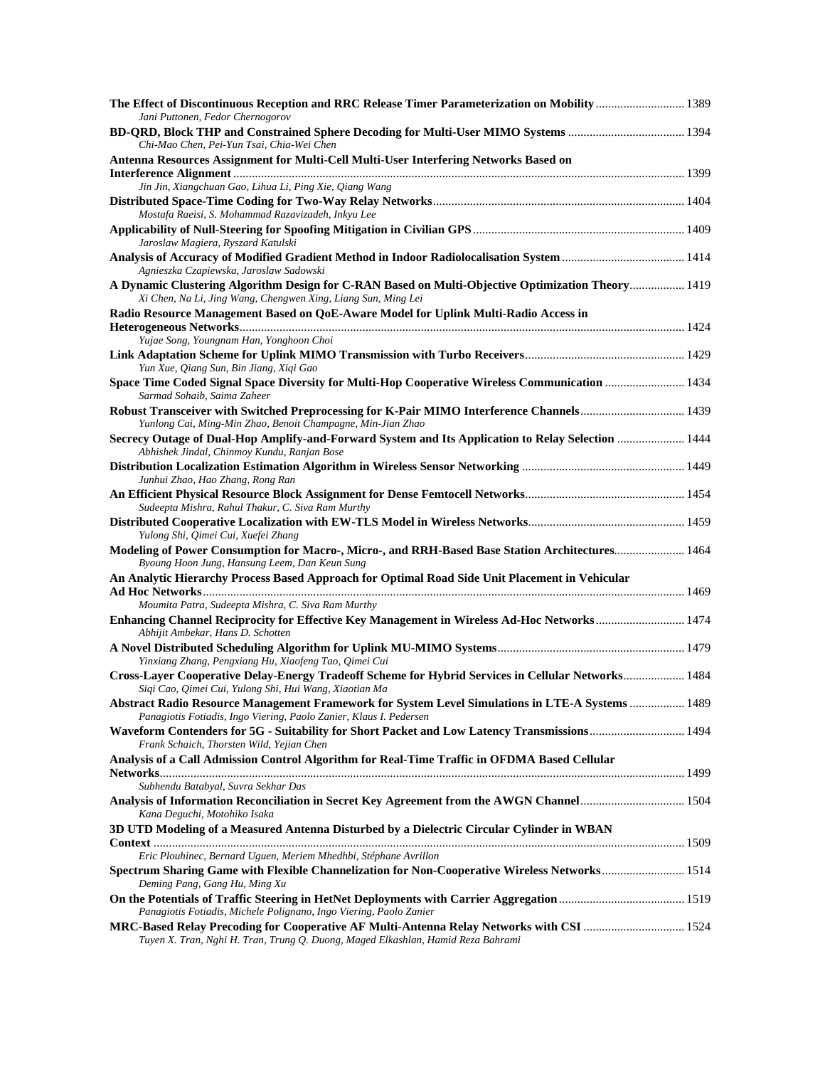**The Effect of Discontinuous Reception and RRC Release Timer Parameterization on Mobility** ............................ 1389
*Jani Puttonen, Fedor Chernogorov*

**BD-QRD, Block THP and Constrained Sphere Decoding for Multi-User MIMO Systems** ...................................... 1394
*Chi-Mao Chen, Pei-Yun Tsai, Chia-Wei Chen*

**Antenna Resources Assignment for Multi-Cell Multi-User Interfering Networks Based on Interference Alignment** ........................................ 1399
*Jin Jin, Xiangchuan Gao, Lihua Li, Ping Xie, Qiang Wang*

**Distributed Space-Time Coding for Two-Way Relay Networks** ........................................ 1404
*Mostafa Raeisi, S. Mohammad Razavizadeh, Inkyu Lee*

**Applicability of Null-Steering for Spoofing Mitigation in Civilian GPS** ........................................ 1409
*Jaroslaw Magiera, Ryszard Katulski*

**Analysis of Accuracy of Modified Gradient Method in Indoor Radiolocalisation System** ........................................ 1414
*Agnieszka Czapiewska, Jaroslaw Sadowski*

**A Dynamic Clustering Algorithm Design for C-RAN Based on Multi-Objective Optimization Theory** ................. 1419
*Xi Chen, Na Li, Jing Wang, Chengwen Xing, Liang Sun, Ming Lei*

**Radio Resource Management Based on QoE-Aware Model for Uplink Multi-Radio Access in Heterogeneous Networks** ........................................ 1424
*Yujae Song, Youngnam Han, Yonghoon Choi*

**Link Adaptation Scheme for Uplink MIMO Transmission with Turbo Receivers** ........................................ 1429
*Yun Xue, Qiang Sun, Bin Jiang, Xiqi Gao*

**Space Time Coded Signal Space Diversity for Multi-Hop Cooperative Wireless Communication** ........................ 1434
*Sarmad Sohaib, Saima Zaheer*

**Robust Transceiver with Switched Preprocessing for K-Pair MIMO Interference Channels** ........................................ 1439
*Yunlong Cai, Ming-Min Zhao, Benoit Champagne, Min-Jian Zhao*

**Secrecy Outage of Dual-Hop Amplify-and-Forward System and Its Application to Relay Selection** ...................... 1444
*Abhishek Jindal, Chinmoy Kundu, Ranjan Bose*

**Distribution Localization Estimation Algorithm in Wireless Sensor Networking** ........................................ 1449
*Junhui Zhao, Hao Zhang, Rong Ran*

**An Efficient Physical Resource Block Assignment for Dense Femtocell Networks** ........................................ 1454
*Sudeepta Mishra, Rahul Thakur, C. Siva Ram Murthy*

**Distributed Cooperative Localization with EW-TLS Model in Wireless Networks** ........................................ 1459
*Yulong Shi, Qimei Cui, Xuefei Zhang*

**Modeling of Power Consumption for Macro-, Micro-, and RRH-Based Base Station Architectures** ...................... 1464
*Byoung Hoon Jung, Hansung Leem, Dan Keun Sung*

**An Analytic Hierarchy Process Based Approach for Optimal Road Side Unit Placement in Vehicular Ad Hoc Networks** ........................................ 1469
*Moumita Patra, Sudeepta Mishra, C. Siva Ram Murthy*

**Enhancing Channel Reciprocity for Effective Key Management in Wireless Ad-Hoc Networks** ............................ 1474
*Abhijit Ambekar, Hans D. Schotten*

**A Novel Distributed Scheduling Algorithm for Uplink MU-MIMO Systems** ........................................ 1479
*Yinxiang Zhang, Pengxiang Hu, Xiaofeng Tao, Qimei Cui*

**Cross-Layer Cooperative Delay-Energy Tradeoff Scheme for Hybrid Services in Cellular Networks** .................... 1484
*Siqi Cao, Qimei Cui, Yulong Shi, Hui Wang, Xiaotian Ma*

**Abstract Radio Resource Management Framework for System Level Simulations in LTE-A Systems** .................. 1489
*Panagiotis Fotiadis, Ingo Viering, Paolo Zanier, Klaus I. Pedersen*

**Waveform Contenders for 5G - Suitability for Short Packet and Low Latency Transmissions** .............................. 1494
*Frank Schaich, Thorsten Wild, Yejian Chen*

**Analysis of a Call Admission Control Algorithm for Real-Time Traffic in OFDMA Based Cellular Networks** ........................................ 1499
*Subhendu Batabyal, Suvra Sekhar Das*

**Analysis of Information Reconciliation in Secret Key Agreement from the AWGN Channel** ................................. 1504
*Kana Deguchi, Motohiko Isaka*

**3D UTD Modeling of a Measured Antenna Disturbed by a Dielectric Circular Cylinder in WBAN Context** ........................................ 1509
*Eric Plouhinec, Bernard Uguen, Meriem Mhedhbi, Stéphane Avrillon*

**Spectrum Sharing Game with Flexible Channelization for Non-Cooperative Wireless Networks** .......................... 1514
*Deming Pang, Gang Hu, Ming Xu*

**On the Potentials of Traffic Steering in HetNet Deployments with Carrier Aggregation** ........................................ 1519
*Panagiotis Fotiadis, Michele Polignano, Ingo Viering, Paolo Zanier*

**MRC-Based Relay Precoding for Cooperative AF Multi-Antenna Relay Networks with CSI** ................................ 1524
*Tuyen X. Tran, Nghi H. Tran, Trung Q. Duong, Maged Elkashlan, Hamid Reza Bahrami*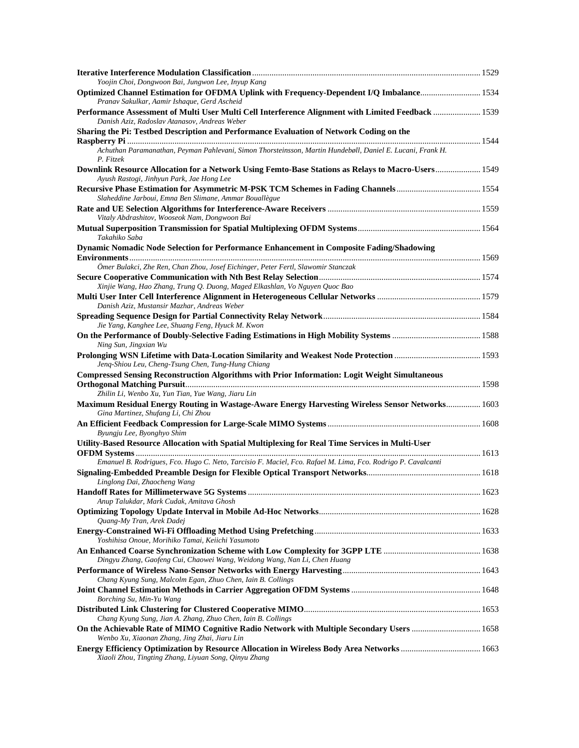**Iterative Interference Modulation Classification** ........................................................................................................ 1529
*Yoojin Choi, Dongwoon Bai, Jungwon Lee, Inyup Kang*

**Optimized Channel Estimation for OFDMA Uplink with Frequency-Dependent I/Q Imbalance**........................... 1534
*Pranav Sakulkar, Aamir Ishaque, Gerd Ascheid*

**Performance Assessment of Multi User Multi Cell Interference Alignment with Limited Feedback** ..................... 1539
*Danish Aziz, Radoslav Atanasov, Andreas Weber*

**Sharing the Pi: Testbed Description and Performance Evaluation of Network Coding on the Raspberry Pi** ................................................................................................................................................ 1544
*Achuthan Paramanathan, Peyman Pahlevani, Simon Thorsteinsson, Martin Hundebøll, Daniel E. Lucani, Frank H. P. Fitzek*

**Downlink Resource Allocation for a Network Using Femto-Base Stations as Relays to Macro-Users**.................... 1549
*Ayush Rastogi, Jinhyun Park, Jae Hong Lee*

**Recursive Phase Estimation for Asymmetric M-PSK TCM Schemes in Fading Channels** ...................................... 1554
*Slaheddine Jarboui, Emna Ben Slimane, Ammar Bouallègue*

**Rate and UE Selection Algorithms for Interference-Aware Receivers** ..................................................................... 1559
*Vitaly Abdrashitov, Wooseok Nam, Dongwoon Bai*

**Mutual Superposition Transmission for Spatial Multiplexing OFDM Systems**........................................................ 1564
*Takahiko Saba*

**Dynamic Nomadic Node Selection for Performance Enhancement in Composite Fading/Shadowing Environments**................................................................................................................................................ 1569
*Ömer Bulakci, Zhe Ren, Chan Zhou, Josef Eichinger, Peter Fertl, Slawomir Stanczak*

**Secure Cooperative Communication with Nth Best Relay Selection**......................................................................... 1574
*Xinjie Wang, Hao Zhang, Trung Q. Duong, Maged Elkashlan, Vo Nguyen Quoc Bao*

**Multi User Inter Cell Interference Alignment in Heterogeneous Cellular Networks** ............................................... 1579
*Danish Aziz, Mustansir Mazhar, Andreas Weber*

**Spreading Sequence Design for Partial Connectivity Relay Network**........................................................................ 1584
*Jie Yang, Kanghee Lee, Shuang Feng, Hyuck M. Kwon*

**On the Performance of Doubly-Selective Fading Estimations in High Mobility Systems** ........................................ 1588
*Ning Sun, Jingxian Wu*

**Prolonging WSN Lifetime with Data-Location Similarity and Weakest Node Protection** ....................................... 1593
*Jenq-Shiou Leu, Cheng-Tsung Chen, Tung-Hung Chiang*

**Compressed Sensing Reconstruction Algorithms with Prior Information: Logit Weight Simultaneous Orthogonal Matching Pursuit**........................................................................................................................................ 1598
*Zhilin Li, Wenbo Xu, Yun Tian, Yue Wang, Jiaru Lin*

**Maximum Residual Energy Routing in Wastage-Aware Energy Harvesting Wireless Sensor Networks**............... 1603
*Gina Martinez, Shufang Li, Chi Zhou*

**An Efficient Feedback Compression for Large-Scale MIMO Systems** ...................................................................... 1608
*Byungju Lee, Byonghyo Shim*

**Utility-Based Resource Allocation with Spatial Multiplexing for Real Time Services in Multi-User OFDM Systems** ............................................................................................................................................................. 1613
*Emanuel B. Rodrigues, Fco. Hugo C. Neto, Tarcisio F. Maciel, Fco. Rafael M. Lima, Fco. Rodrigo P. Cavalcanti*

**Signaling-Embedded Preamble Design for Flexible Optical Transport Networks**.................................................... 1618
*Linglong Dai, Zhaocheng Wang*

**Handoff Rates for Millimeterwave 5G Systems** ........................................................................................................... 1623
*Anup Talukdar, Mark Cudak, Amitava Ghosh*

**Optimizing Topology Update Interval in Mobile Ad-Hoc Networks**.......................................................................... 1628
*Quang-My Tran, Arek Dadej*

**Energy-Constrained Wi-Fi Offloading Method Using Prefetching**............................................................................ 1633
*Yoshihisa Onoue, Morihiko Tamai, Keiichi Yasumoto*

**An Enhanced Coarse Synchronization Scheme with Low Complexity for 3GPP LTE** ............................................ 1638
*Dingyu Zhang, Gaofeng Cui, Chaowei Wang, Weidong Wang, Nan Li, Chen Huang*

**Performance of Wireless Nano-Sensor Networks with Energy Harvesting**............................................................... 1643
*Chang Kyung Sung, Malcolm Egan, Zhuo Chen, Iain B. Collings*

**Joint Channel Estimation Methods in Carrier Aggregation OFDM Systems** ........................................................... 1648
*Borching Su, Min-Yu Wang*

**Distributed Link Clustering for Clustered Cooperative MIMO**................................................................................. 1653
*Chang Kyung Sung, Jian A. Zhang, Zhuo Chen, Iain B. Collings*

**On the Achievable Rate of MIMO Cognitive Radio Network with Multiple Secondary Users** ............................... 1658
*Wenbo Xu, Xiaonan Zhang, Jing Zhai, Jiaru Lin*

**Energy Efficiency Optimization by Resource Allocation in Wireless Body Area Networks** .................................... 1663
*Xiaoli Zhou, Tingting Zhang, Liyuan Song, Qinyu Zhang*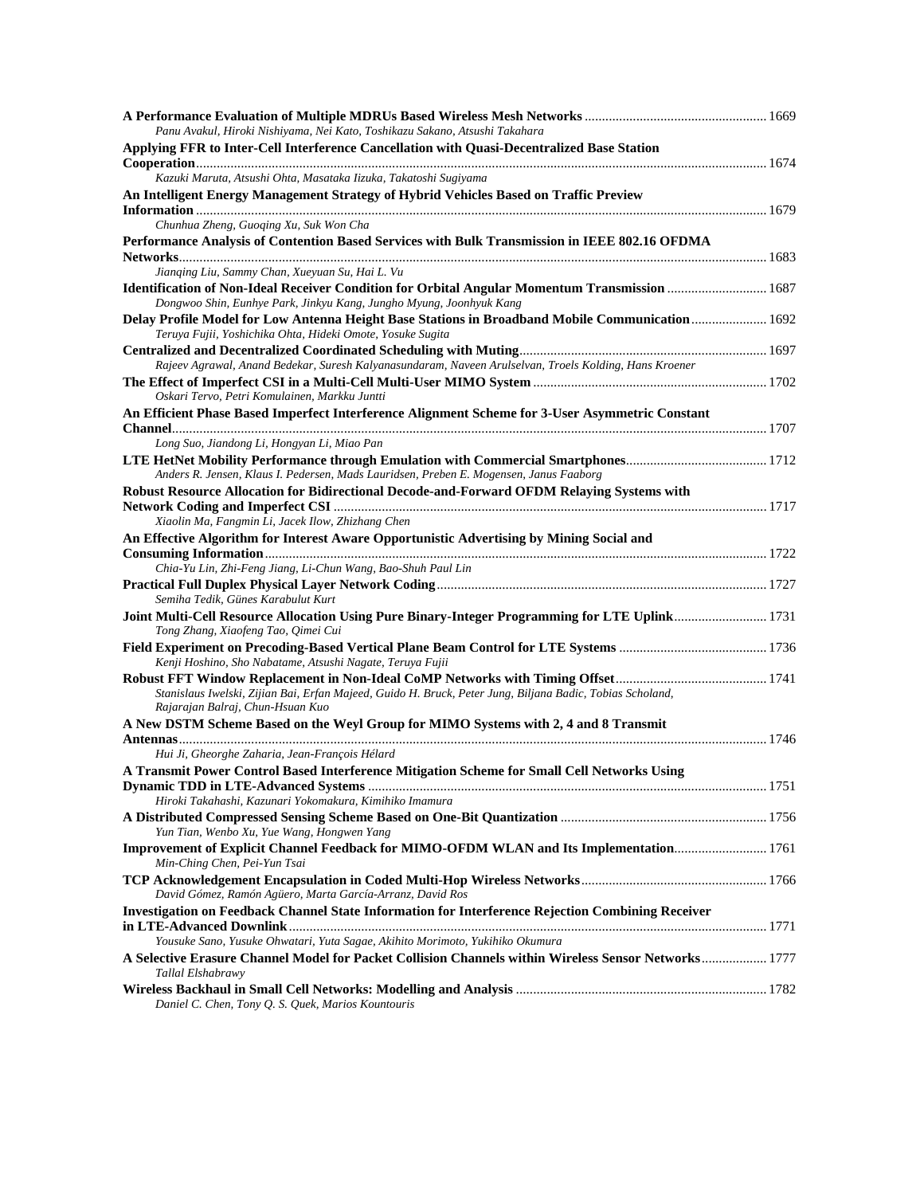**A Performance Evaluation of Multiple MDRUs Based Wireless Mesh Networks** .................................................... 1669
*Panu Avakul, Hiroki Nishiyama, Nei Kato, Toshikazu Sakano, Atsushi Takahara*

**Applying FFR to Inter-Cell Interference Cancellation with Quasi-Decentralized Base Station Cooperation**.................................................................................................................................................... 1674
*Kazuki Maruta, Atsushi Ohta, Masataka Iizuka, Takatoshi Sugiyama*

**An Intelligent Energy Management Strategy of Hybrid Vehicles Based on Traffic Preview Information** .................................................................................................................................................... 1679
*Chunhua Zheng, Guoqing Xu, Suk Won Cha*

**Performance Analysis of Contention Based Services with Bulk Transmission in IEEE 802.16 OFDMA Networks**......................................................................................................................................................... 1683
*Jianqing Liu, Sammy Chan, Xueyuan Su, Hai L. Vu*

**Identification of Non-Ideal Receiver Condition for Orbital Angular Momentum Transmission** ............................ 1687
*Dongwoo Shin, Eunhye Park, Jinkyu Kang, Jungho Myung, Joonhyuk Kang*

**Delay Profile Model for Low Antenna Height Base Stations in Broadband Mobile Communication** ...................... 1692
*Teruya Fujii, Yoshichika Ohta, Hideki Omote, Yosuke Sugita*

**Centralized and Decentralized Coordinated Scheduling with Muting**....................................................................... 1697
*Rajeev Agrawal, Anand Bedekar, Suresh Kalyanasundaram, Naveen Arulselvan, Troels Kolding, Hans Kroener*

**The Effect of Imperfect CSI in a Multi-Cell Multi-User MIMO System** .................................................................. 1702
*Oskari Tervo, Petri Komulainen, Markku Juntti*

**An Efficient Phase Based Imperfect Interference Alignment Scheme for 3-User Asymmetric Constant Channel**.......................................................................................................................................................... 1707
*Long Suo, Jiandong Li, Hongyan Li, Miao Pan*

**LTE HetNet Mobility Performance through Emulation with Commercial Smartphones**........................................ 1712
*Anders R. Jensen, Klaus I. Pedersen, Mads Lauridsen, Preben E. Mogensen, Janus Faaborg*

**Robust Resource Allocation for Bidirectional Decode-and-Forward OFDM Relaying Systems with Network Coding and Imperfect CSI** ............................................................................................................ 1717
*Xiaolin Ma, Fangmin Li, Jacek Ilow, Zhizhang Chen*

**An Effective Algorithm for Interest Aware Opportunistic Advertising by Mining Social and Consuming Information**................................................................................................................................ 1722
*Chia-Yu Lin, Zhi-Feng Jiang, Li-Chun Wang, Bao-Shuh Paul Lin*

**Practical Full Duplex Physical Layer Network Coding**............................................................................................... 1727
*Semiha Tedik, Günes Karabulut Kurt*

**Joint Multi-Cell Resource Allocation Using Pure Binary-Integer Programming for LTE Uplink**........................... 1731
*Tong Zhang, Xiaofeng Tao, Qimei Cui*

**Field Experiment on Precoding-Based Vertical Plane Beam Control for LTE Systems** .......................................... 1736
*Kenji Hoshino, Sho Nabatame, Atsushi Nagate, Teruya Fujii*

**Robust FFT Window Replacement in Non-Ideal CoMP Networks with Timing Offset**........................................... 1741
*Stanislaus Iwelski, Zijian Bai, Erfan Majeed, Guido H. Bruck, Peter Jung, Biljana Badic, Tobias Scholand, Rajarajan Balraj, Chun-Hsuan Kuo*

**A New DSTM Scheme Based on the Weyl Group for MIMO Systems with 2, 4 and 8 Transmit Antennas**......................................................................................................................................................... 1746
*Hui Ji, Gheorghe Zaharia, Jean-François Hélard*

**A Transmit Power Control Based Interference Mitigation Scheme for Small Cell Networks Using Dynamic TDD in LTE-Advanced Systems** ................................................................................................... 1751
*Hiroki Takahashi, Kazunari Yokomakura, Kimihiko Imamura*

**A Distributed Compressed Sensing Scheme Based on One-Bit Quantization** ........................................................... 1756
*Yun Tian, Wenbo Xu, Yue Wang, Hongwen Yang*

**Improvement of Explicit Channel Feedback for MIMO-OFDM WLAN and Its Implementation**........................... 1761
*Min-Ching Chen, Pei-Yun Tsai*

**TCP Acknowledgement Encapsulation in Coded Multi-Hop Wireless Networks**..................................................... 1766
*David Gómez, Ramón Agüero, Marta García-Arranz, David Ros*

**Investigation on Feedback Channel State Information for Interference Rejection Combining Receiver in LTE-Advanced Downlink**......................................................................................................................... 1771
*Yousuke Sano, Yusuke Ohwatari, Yuta Sagae, Akihito Morimoto, Yukihiko Okumura*

**A Selective Erasure Channel Model for Packet Collision Channels within Wireless Sensor Networks**................... 1777
*Tallal Elshabrawy*

**Wireless Backhaul in Small Cell Networks: Modelling and Analysis** ........................................................................ 1782
*Daniel C. Chen, Tony Q. S. Quek, Marios Kountouris*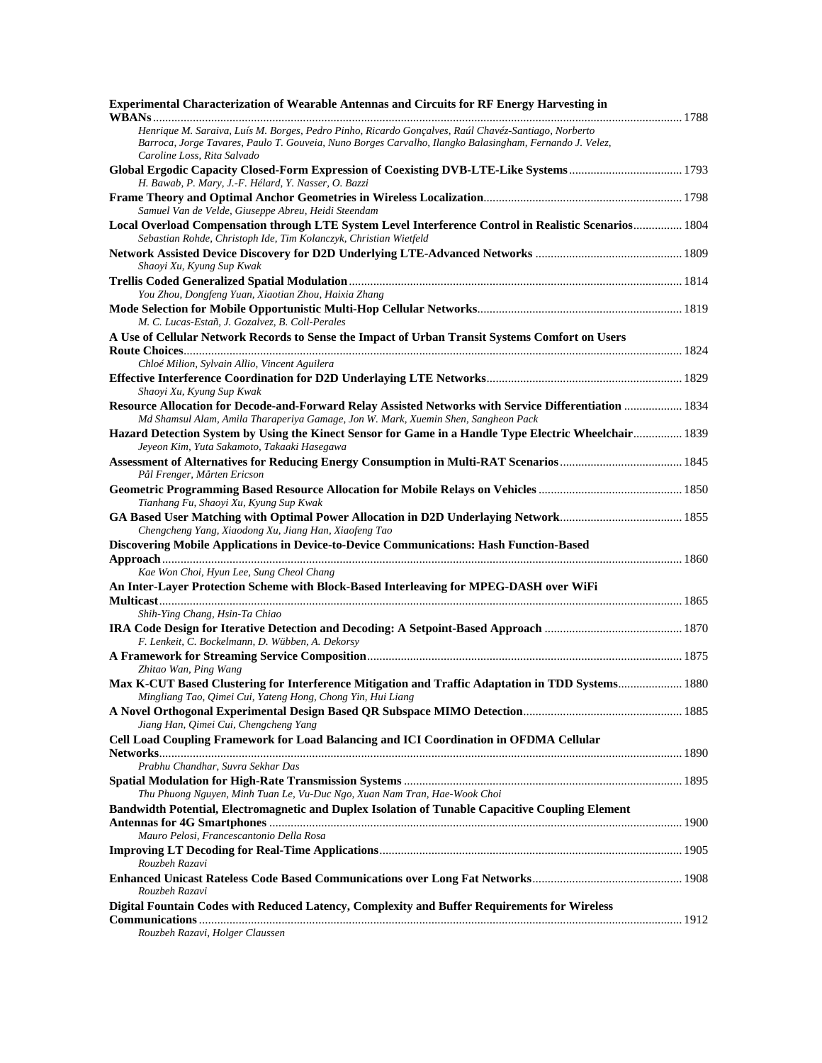**Experimental Characterization of Wearable Antennas and Circuits for RF Energy Harvesting in WBANs** .......... 1788
*Henrique M. Saraiva, Luís M. Borges, Pedro Pinho, Ricardo Gonçalves, Raúl Chavéz-Santiago, Norberto Barroca, Jorge Tavares, Paulo T. Gouveia, Nuno Borges Carvalho, Ilangko Balasingham, Fernando J. Velez, Caroline Loss, Rita Salvado*

**Global Ergodic Capacity Closed-Form Expression of Coexisting DVB-LTE-Like Systems** .......... 1793
*H. Bawab, P. Mary, J.-F. Hélard, Y. Nasser, O. Bazzi*

**Frame Theory and Optimal Anchor Geometries in Wireless Localization** .......... 1798
*Samuel Van de Velde, Giuseppe Abreu, Heidi Steendam*

**Local Overload Compensation through LTE System Level Interference Control in Realistic Scenarios** .......... 1804
*Sebastian Rohde, Christoph Ide, Tim Kolanczyk, Christian Wietfeld*

**Network Assisted Device Discovery for D2D Underlying LTE-Advanced Networks** .......... 1809
*Shaoyi Xu, Kyung Sup Kwak*

**Trellis Coded Generalized Spatial Modulation** .......... 1814
*You Zhou, Dongfeng Yuan, Xiaotian Zhou, Haixia Zhang*

**Mode Selection for Mobile Opportunistic Multi-Hop Cellular Networks** .......... 1819
*M. C. Lucas-Estañ, J. Gozalvez, B. Coll-Perales*

**A Use of Cellular Network Records to Sense the Impact of Urban Transit Systems Comfort on Users Route Choices** .......... 1824
*Chloé Milion, Sylvain Allio, Vincent Aguilera*

**Effective Interference Coordination for D2D Underlaying LTE Networks** .......... 1829
*Shaoyi Xu, Kyung Sup Kwak*

**Resource Allocation for Decode-and-Forward Relay Assisted Networks with Service Differentiation** .......... 1834
*Md Shamsul Alam, Amila Tharaperiya Gamage, Jon W. Mark, Xuemin Shen, Sangheon Pack*

**Hazard Detection System by Using the Kinect Sensor for Game in a Handle Type Electric Wheelchair** .......... 1839
*Jeyeon Kim, Yuta Sakamoto, Takaaki Hasegawa*

**Assessment of Alternatives for Reducing Energy Consumption in Multi-RAT Scenarios** .......... 1845
*Pål Frenger, Mårten Ericson*

**Geometric Programming Based Resource Allocation for Mobile Relays on Vehicles** .......... 1850
*Tianhang Fu, Shaoyi Xu, Kyung Sup Kwak*

**GA Based User Matching with Optimal Power Allocation in D2D Underlaying Network** .......... 1855
*Chengcheng Yang, Xiaodong Xu, Jiang Han, Xiaofeng Tao*

**Discovering Mobile Applications in Device-to-Device Communications: Hash Function-Based Approach** .......... 1860
*Kae Won Choi, Hyun Lee, Sung Cheol Chang*

**An Inter-Layer Protection Scheme with Block-Based Interleaving for MPEG-DASH over WiFi Multicast** .......... 1865
*Shih-Ying Chang, Hsin-Ta Chiao*

**IRA Code Design for Iterative Detection and Decoding: A Setpoint-Based Approach** .......... 1870
*F. Lenkeit, C. Bockelmann, D. Wübben, A. Dekorsy*

**A Framework for Streaming Service Composition** .......... 1875
*Zhitao Wan, Ping Wang*

**Max K-CUT Based Clustering for Interference Mitigation and Traffic Adaptation in TDD Systems** .......... 1880
*Mingliang Tao, Qimei Cui, Yateng Hong, Chong Yin, Hui Liang*

**A Novel Orthogonal Experimental Design Based QR Subspace MIMO Detection** .......... 1885
*Jiang Han, Qimei Cui, Chengcheng Yang*

**Cell Load Coupling Framework for Load Balancing and ICI Coordination in OFDMA Cellular Networks** .......... 1890
*Prabhu Chandhar, Suvra Sekhar Das*

**Spatial Modulation for High-Rate Transmission Systems** .......... 1895
*Thu Phuong Nguyen, Minh Tuan Le, Vu-Duc Ngo, Xuan Nam Tran, Hae-Wook Choi*

**Bandwidth Potential, Electromagnetic and Duplex Isolation of Tunable Capacitive Coupling Element Antennas for 4G Smartphones** .......... 1900
*Mauro Pelosi, Francescantonio Della Rosa*

**Improving LT Decoding for Real-Time Applications** .......... 1905
*Rouzbeh Razavi*

**Enhanced Unicast Rateless Code Based Communications over Long Fat Networks** .......... 1908
*Rouzbeh Razavi*

**Digital Fountain Codes with Reduced Latency, Complexity and Buffer Requirements for Wireless Communications** .......... 1912
*Rouzbeh Razavi, Holger Claussen*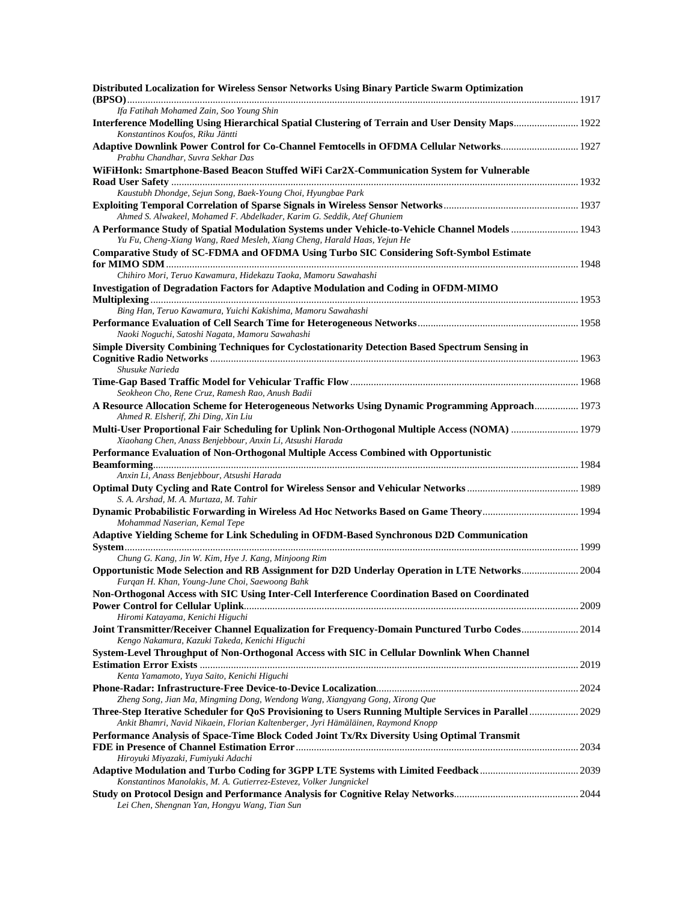**Distributed Localization for Wireless Sensor Networks Using Binary Particle Swarm Optimization (BPSO)** ........ 1917
*Ifa Fatihah Mohamed Zain, Soo Young Shin*

**Interference Modelling Using Hierarchical Spatial Clustering of Terrain and User Density Maps** ........ 1922
*Konstantinos Koufos, Riku Jäntti*

**Adaptive Downlink Power Control for Co-Channel Femtocells in OFDMA Cellular Networks** ........ 1927
*Prabhu Chandhar, Suvra Sekhar Das*

**WiFiHonk: Smartphone-Based Beacon Stuffed WiFi Car2X-Communication System for Vulnerable Road User Safety** ........ 1932
*Kaustubh Dhondge, Sejun Song, Baek-Young Choi, Hyungbae Park*

**Exploiting Temporal Correlation of Sparse Signals in Wireless Sensor Networks** ........ 1937
*Ahmed S. Alwakeel, Mohamed F. Abdelkader, Karim G. Seddik, Atef Ghuniem*

**A Performance Study of Spatial Modulation Systems under Vehicle-to-Vehicle Channel Models** ........ 1943
*Yu Fu, Cheng-Xiang Wang, Raed Mesleh, Xiang Cheng, Harald Haas, Yejun He*

**Comparative Study of SC-FDMA and OFDMA Using Turbo SIC Considering Soft-Symbol Estimate for MIMO SDM** ........ 1948
*Chihiro Mori, Teruo Kawamura, Hidekazu Taoka, Mamoru Sawahashi*

**Investigation of Degradation Factors for Adaptive Modulation and Coding in OFDM-MIMO Multiplexing** ........ 1953
*Bing Han, Teruo Kawamura, Yuichi Kakishima, Mamoru Sawahashi*

**Performance Evaluation of Cell Search Time for Heterogeneous Networks** ........ 1958
*Naoki Noguchi, Satoshi Nagata, Mamoru Sawahashi*

**Simple Diversity Combining Techniques for Cyclostationarity Detection Based Spectrum Sensing in Cognitive Radio Networks** ........ 1963
*Shusuke Narieda*

**Time-Gap Based Traffic Model for Vehicular Traffic Flow** ........ 1968
*Seokheon Cho, Rene Cruz, Ramesh Rao, Anush Badii*

**A Resource Allocation Scheme for Heterogeneous Networks Using Dynamic Programming Approach** ........ 1973
*Ahmed R. Elsherif, Zhi Ding, Xin Liu*

**Multi-User Proportional Fair Scheduling for Uplink Non-Orthogonal Multiple Access (NOMA)** ........ 1979
*Xiaohang Chen, Anass Benjebbour, Anxin Li, Atsushi Harada*

**Performance Evaluation of Non-Orthogonal Multiple Access Combined with Opportunistic Beamforming** ........ 1984
*Anxin Li, Anass Benjebbour, Atsushi Harada*

**Optimal Duty Cycling and Rate Control for Wireless Sensor and Vehicular Networks** ........ 1989
*S. A. Arshad, M. A. Murtaza, M. Tahir*

**Dynamic Probabilistic Forwarding in Wireless Ad Hoc Networks Based on Game Theory** ........ 1994
*Mohammad Naserian, Kemal Tepe*

**Adaptive Yielding Scheme for Link Scheduling in OFDM-Based Synchronous D2D Communication System** ........ 1999
*Chung G. Kang, Jin W. Kim, Hye J. Kang, Minjoong Rim*

**Opportunistic Mode Selection and RB Assignment for D2D Underlay Operation in LTE Networks** ........ 2004
*Furqan H. Khan, Young-June Choi, Saewoong Bahk*

**Non-Orthogonal Access with SIC Using Inter-Cell Interference Coordination Based on Coordinated Power Control for Cellular Uplink** ........ 2009
*Hiromi Katayama, Kenichi Higuchi*

**Joint Transmitter/Receiver Channel Equalization for Frequency-Domain Punctured Turbo Codes** ........ 2014
*Kengo Nakamura, Kazuki Takeda, Kenichi Higuchi*

**System-Level Throughput of Non-Orthogonal Access with SIC in Cellular Downlink When Channel Estimation Error Exists** ........ 2019
*Kenta Yamamoto, Yuya Saito, Kenichi Higuchi*

**Phone-Radar: Infrastructure-Free Device-to-Device Localization** ........ 2024
*Zheng Song, Jian Ma, Mingming Dong, Wendong Wang, Xiangyang Gong, Xirong Que*

**Three-Step Iterative Scheduler for QoS Provisioning to Users Running Multiple Services in Parallel** ........ 2029
*Ankit Bhamri, Navid Nikaein, Florian Kaltenberger, Jyri Hämäläinen, Raymond Knopp*

**Performance Analysis of Space-Time Block Coded Joint Tx/Rx Diversity Using Optimal Transmit FDE in Presence of Channel Estimation Error** ........ 2034
*Hiroyuki Miyazaki, Fumiyuki Adachi*

**Adaptive Modulation and Turbo Coding for 3GPP LTE Systems with Limited Feedback** ........ 2039
*Konstantinos Manolakis, M. A. Gutierrez-Estevez, Volker Jungnickel*

**Study on Protocol Design and Performance Analysis for Cognitive Relay Networks** ........ 2044
*Lei Chen, Shengnan Yan, Hongyu Wang, Tian Sun*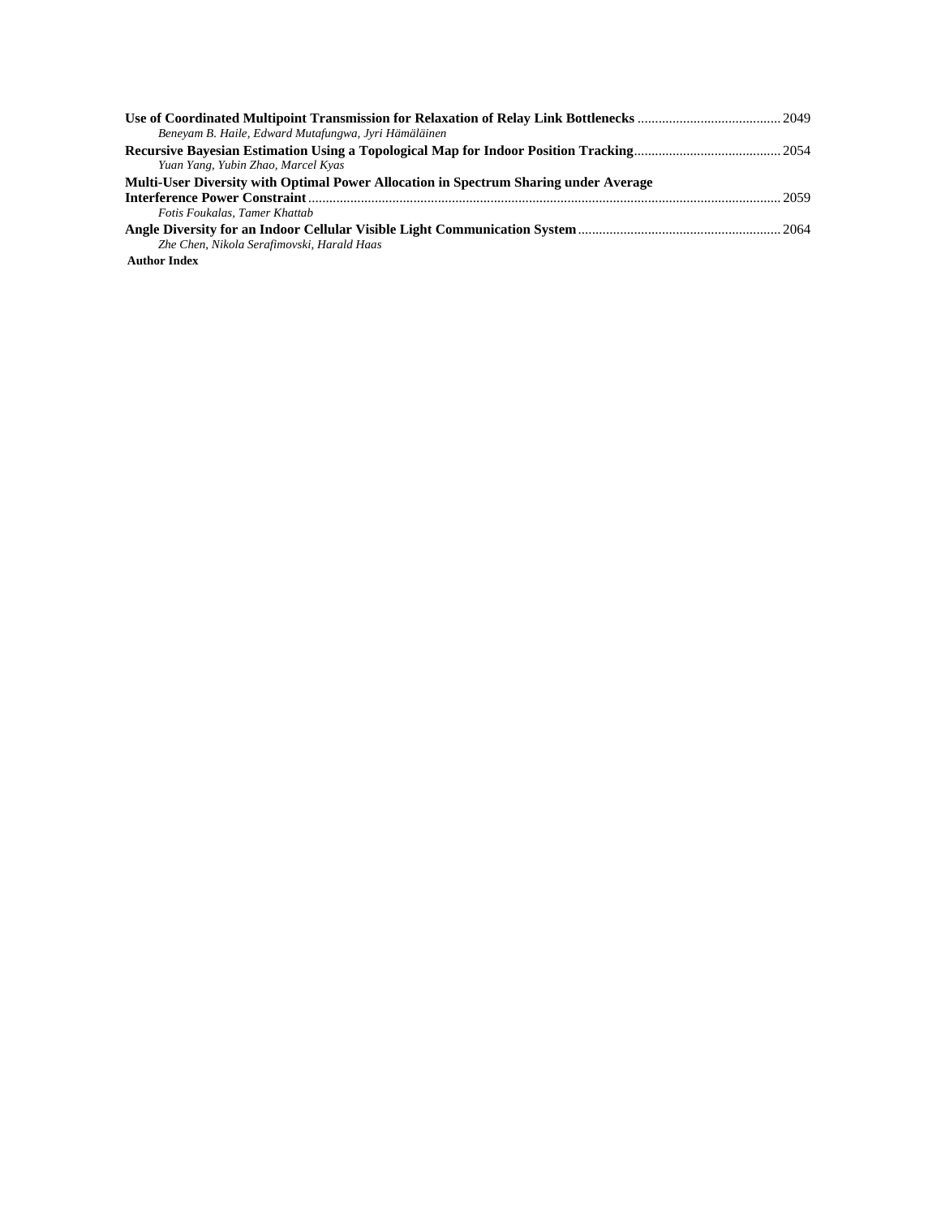**Use of Coordinated Multipoint Transmission for Relaxation of Relay Link Bottlenecks** ......................................... 2049
*Beneyam B. Haile, Edward Mutafungwa, Jyri Hämäläinen*

**Recursive Bayesian Estimation Using a Topological Map for Indoor Position Tracking** .......................................... 2054
*Yuan Yang, Yubin Zhao, Marcel Kyas*

**Multi-User Diversity with Optimal Power Allocation in Spectrum Sharing under Average Interference Power Constraint** ...................................................................................................................................... 2059
*Fotis Foukalas, Tamer Khattab*

**Angle Diversity for an Indoor Cellular Visible Light Communication System** ......................................................... 2064
*Zhe Chen, Nikola Serafimovski, Harald Haas*

**Author Index**